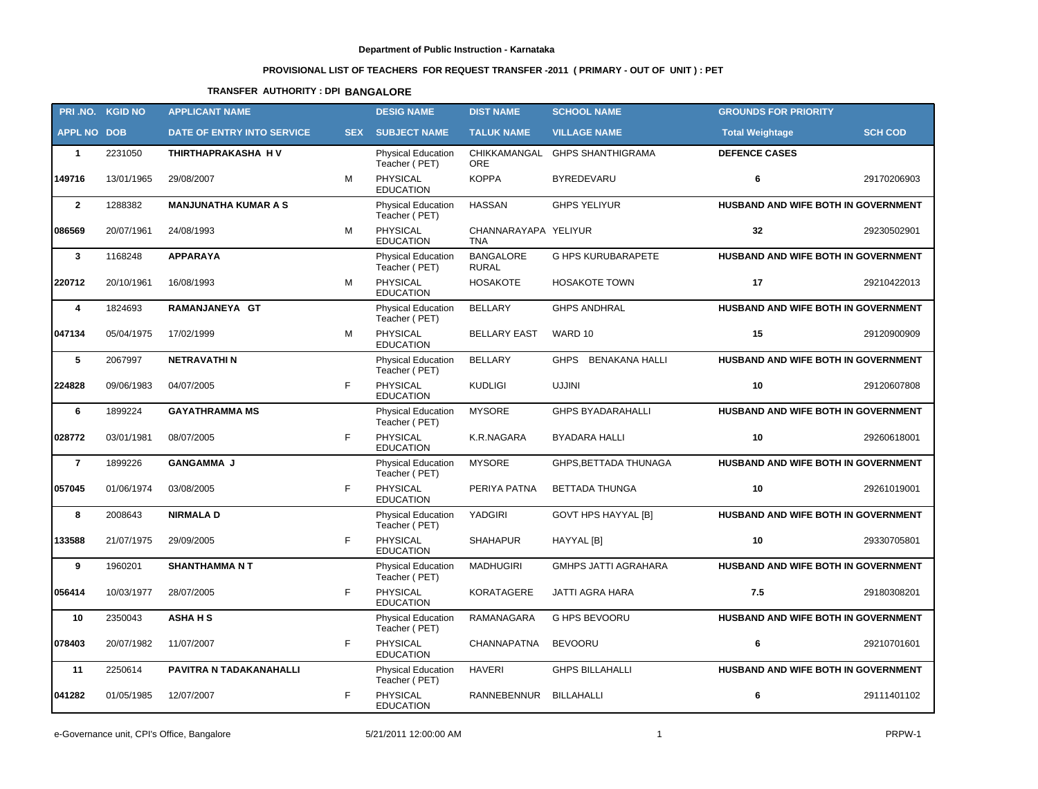**Department of Public Instruction - Karnataka**

**PROVISIONAL LIST OF TEACHERS FOR REQUEST TRANSFER -2011 ( PRIMARY - OUT OF UNIT ) : PET**

**TRANSFER AUTHORITY : DPI BANGALORE**

| PRI .NO. | KGID NO | APPLICANT NAME | | DESIG NAME | DIST NAME | SCHOOL NAME | GROUNDS FOR PRIORITY | |
|---|---|---|---|---|---|---|---|---|
| **APPL NO** | **DOB** | **DATE OF ENTRY INTO SERVICE** | **SEX** | **SUBJECT NAME** | **TALUK NAME** | **VILLAGE NAME** | **Total Weightage** | **SCH COD** |
| 1 | 2231050 | THIRTHAPRAKASHA H V | | Physical Education Teacher ( PET) | CHIKKAMANGALORE | GHPS SHANTHIGRAMA | DEFENCE CASES | |
| 149716 | 13/01/1965 | 29/08/2007 | M | PHYSICAL EDUCATION | KOPPA | BYREDEVARU | 6 | 29170206903 |
| 2 | 1288382 | MANJUNATHA KUMAR A S | | Physical Education Teacher ( PET) | HASSAN | GHPS YELIYUR | HUSBAND AND WIFE BOTH IN GOVERNMENT | |
| 086569 | 20/07/1961 | 24/08/1993 | M | PHYSICAL EDUCATION | CHANNARAYAPATNA | YELIYUR | 32 | 29230502901 |
| 3 | 1168248 | APPARAYA | | Physical Education Teacher ( PET) | BANGALORE RURAL | G HPS KURUBARAPETE | HUSBAND AND WIFE BOTH IN GOVERNMENT | |
| 220712 | 20/10/1961 | 16/08/1993 | M | PHYSICAL EDUCATION | HOSAKOTE | HOSAKOTE TOWN | 17 | 29210422013 |
| 4 | 1824693 | RAMANJANEYA GT | | Physical Education Teacher ( PET) | BELLARY | GHPS ANDHRAL | HUSBAND AND WIFE BOTH IN GOVERNMENT | |
| 047134 | 05/04/1975 | 17/02/1999 | M | PHYSICAL EDUCATION | BELLARY EAST | WARD 10 | 15 | 29120900909 |
| 5 | 2067997 | NETRAVATHI N | | Physical Education Teacher ( PET) | BELLARY | GHPS BENAKANA HALLI | HUSBAND AND WIFE BOTH IN GOVERNMENT | |
| 224828 | 09/06/1983 | 04/07/2005 | F | PHYSICAL EDUCATION | KUDLIGI | UJJINI | 10 | 29120607808 |
| 6 | 1899224 | GAYATHRAMMA MS | | Physical Education Teacher ( PET) | MYSORE | GHPS BYADARAHALLI | HUSBAND AND WIFE BOTH IN GOVERNMENT | |
| 028772 | 03/01/1981 | 08/07/2005 | F | PHYSICAL EDUCATION | K.R.NAGARA | BYADARA HALLI | 10 | 29260618001 |
| 7 | 1899226 | GANGAMMA J | | Physical Education Teacher ( PET) | MYSORE | GHPS,BETTADA THUNAGA | HUSBAND AND WIFE BOTH IN GOVERNMENT | |
| 057045 | 01/06/1974 | 03/08/2005 | F | PHYSICAL EDUCATION | PERIYA PATNA | BETTADA THUNGA | 10 | 29261019001 |
| 8 | 2008643 | NIRMALA D | | Physical Education Teacher ( PET) | YADGIRI | GOVT HPS HAYYAL [B] | HUSBAND AND WIFE BOTH IN GOVERNMENT | |
| 133588 | 21/07/1975 | 29/09/2005 | F | PHYSICAL EDUCATION | SHAHAPUR | HAYYAL [B] | 10 | 29330705801 |
| 9 | 1960201 | SHANTHAMMA N T | | Physical Education Teacher ( PET) | MADHUGIRI | GMHPS JATTI AGRAHARA | HUSBAND AND WIFE BOTH IN GOVERNMENT | |
| 056414 | 10/03/1977 | 28/07/2005 | F | PHYSICAL EDUCATION | KORATAGERE | JATTI AGRA HARA | 7.5 | 29180308201 |
| 10 | 2350043 | ASHA H S | | Physical Education Teacher ( PET) | RAMANAGARA | G HPS BEVOORU | HUSBAND AND WIFE BOTH IN GOVERNMENT | |
| 078403 | 20/07/1982 | 11/07/2007 | F | PHYSICAL EDUCATION | CHANNAPATNA | BEVOORU | 6 | 29210701601 |
| 11 | 2250614 | PAVITRA N TADAKANAHALLI | | Physical Education Teacher ( PET) | HAVERI | GHPS BILLAHALLI | HUSBAND AND WIFE BOTH IN GOVERNMENT | |
| 041282 | 01/05/1985 | 12/07/2007 | F | PHYSICAL EDUCATION | RANNEBENNUR | BILLAHALLI | 6 | 29111401102 |

e-Governance unit, CPI's Office, Bangalore    5/21/2011 12:00:00 AM    PRPW-1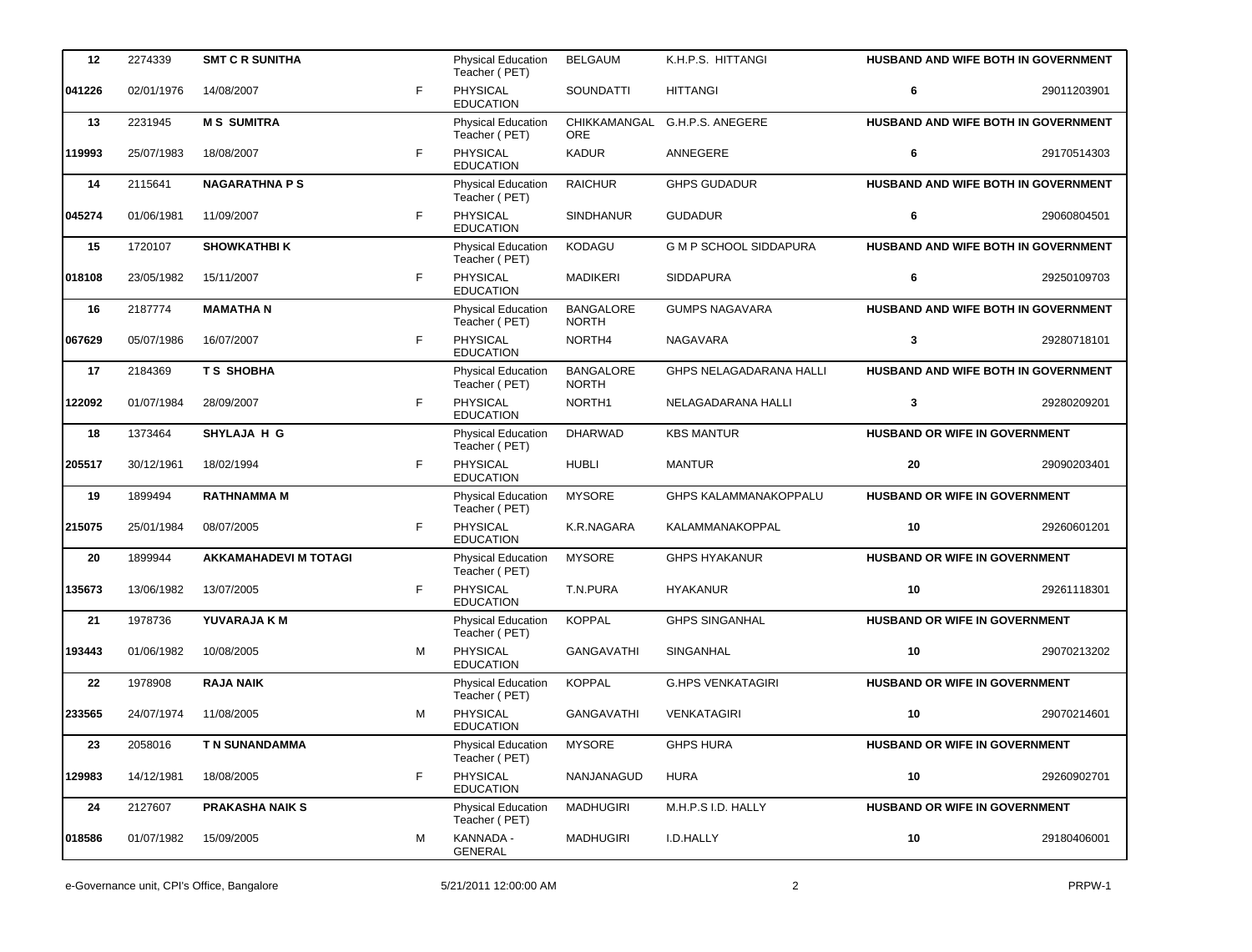| | | | | | | | | |
|---|---|---|---|---|---|---|---|---|
| **12** | 2274339 | **SMT C R SUNITHA** | | Physical Education Teacher ( PET) | BELGAUM | K.H.P.S. HITTANGI | **HUSBAND AND WIFE BOTH IN GOVERNMENT** | |
| **041226** | 02/01/1976 | 14/08/2007 | F | PHYSICAL EDUCATION | SOUNDATTI | HITTANGI | **6** | 29011203901 |
| **13** | 2231945 | **M S SUMITRA** | | Physical Education Teacher ( PET) | CHIKKAMANGALORE | G.H.P.S. ANEGERE | **HUSBAND AND WIFE BOTH IN GOVERNMENT** | |
| **119993** | 25/07/1983 | 18/08/2007 | F | PHYSICAL EDUCATION | KADUR | ANNEGERE | **6** | 29170514303 |
| **14** | 2115641 | **NAGARATHNA P S** | | Physical Education Teacher ( PET) | RAICHUR | GHPS GUDADUR | **HUSBAND AND WIFE BOTH IN GOVERNMENT** | |
| **045274** | 01/06/1981 | 11/09/2007 | F | PHYSICAL EDUCATION | SINDHANUR | GUDADUR | **6** | 29060804501 |
| **15** | 1720107 | **SHOWKATHBI K** | | Physical Education Teacher ( PET) | KODAGU | G M P SCHOOL SIDDAPURA | **HUSBAND AND WIFE BOTH IN GOVERNMENT** | |
| **018108** | 23/05/1982 | 15/11/2007 | F | PHYSICAL EDUCATION | MADIKERI | SIDDAPURA | **6** | 29250109703 |
| **16** | 2187774 | **MAMATHA N** | | Physical Education Teacher ( PET) | BANGALORE NORTH | GUMPS NAGAVARA | **HUSBAND AND WIFE BOTH IN GOVERNMENT** | |
| **067629** | 05/07/1986 | 16/07/2007 | F | PHYSICAL EDUCATION | NORTH4 | NAGAVARA | **3** | 29280718101 |
| **17** | 2184369 | **T S SHOBHA** | | Physical Education Teacher ( PET) | BANGALORE NORTH | GHPS NELAGADARANA HALLI | **HUSBAND AND WIFE BOTH IN GOVERNMENT** | |
| **122092** | 01/07/1984 | 28/09/2007 | F | PHYSICAL EDUCATION | NORTH1 | NELAGADARANA HALLI | **3** | 29280209201 |
| **18** | 1373464 | **SHYLAJA H G** | | Physical Education Teacher ( PET) | DHARWAD | KBS MANTUR | **HUSBAND OR WIFE IN GOVERNMENT** | |
| **205517** | 30/12/1961 | 18/02/1994 | F | PHYSICAL EDUCATION | HUBLI | MANTUR | **20** | 29090203401 |
| **19** | 1899494 | **RATHNAMMA M** | | Physical Education Teacher ( PET) | MYSORE | GHPS KALAMMANAKOPPALU | **HUSBAND OR WIFE IN GOVERNMENT** | |
| **215075** | 25/01/1984 | 08/07/2005 | F | PHYSICAL EDUCATION | K.R.NAGARA | KALAMMANAKOPPAL | **10** | 29260601201 |
| **20** | 1899944 | **AKKAMAHADEVI M TOTAGI** | | Physical Education Teacher ( PET) | MYSORE | GHPS HYAKANUR | **HUSBAND OR WIFE IN GOVERNMENT** | |
| **135673** | 13/06/1982 | 13/07/2005 | F | PHYSICAL EDUCATION | T.N.PURA | HYAKANUR | **10** | 29261118301 |
| **21** | 1978736 | **YUVARAJA K M** | | Physical Education Teacher ( PET) | KOPPAL | GHPS SINGANHAL | **HUSBAND OR WIFE IN GOVERNMENT** | |
| **193443** | 01/06/1982 | 10/08/2005 | M | PHYSICAL EDUCATION | GANGAVATHI | SINGANHAL | **10** | 29070213202 |
| **22** | 1978908 | **RAJA NAIK** | | Physical Education Teacher ( PET) | KOPPAL | G.HPS VENKATAGIRI | **HUSBAND OR WIFE IN GOVERNMENT** | |
| **233565** | 24/07/1974 | 11/08/2005 | M | PHYSICAL EDUCATION | GANGAVATHI | VENKATAGIRI | **10** | 29070214601 |
| **23** | 2058016 | **T N SUNANDAMMA** | | Physical Education Teacher ( PET) | MYSORE | GHPS HURA | **HUSBAND OR WIFE IN GOVERNMENT** | |
| **129983** | 14/12/1981 | 18/08/2005 | F | PHYSICAL EDUCATION | NANJANAGUD | HURA | **10** | 29260902701 |
| **24** | 2127607 | **PRAKASHA NAIK S** | | Physical Education Teacher ( PET) | MADHUGIRI | M.H.P.S I.D. HALLY | **HUSBAND OR WIFE IN GOVERNMENT** | |
| **018586** | 01/07/1982 | 15/09/2005 | M | KANNADA - GENERAL | MADHUGIRI | I.D.HALLY | **10** | 29180406001 |

e-Governance unit, CPI's Office, Bangalore 5/21/2011 12:00:00 AM PRPW-1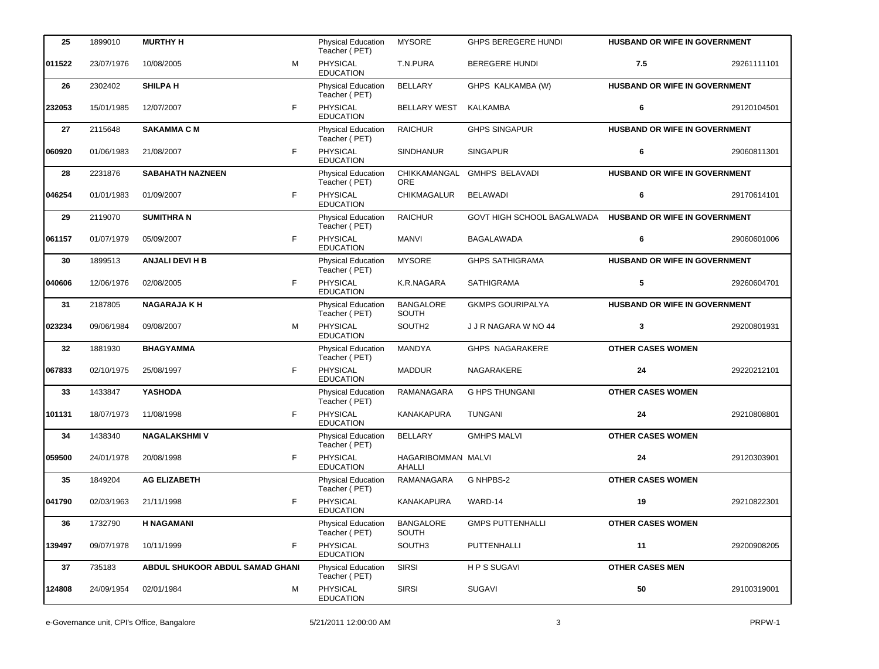| | | | | | | | | |
|---|---|---|---|---|---|---|---|---|
| **25** | 1899010 | **MURTHY H** | | Physical Education Teacher ( PET) | MYSORE | GHPS BEREGERE HUNDI | **HUSBAND OR WIFE IN GOVERNMENT** | |
| **011522** | 23/07/1976 | 10/08/2005 | M | PHYSICAL EDUCATION | T.N.PURA | BEREGERE HUNDI | **7.5** | 29261111101 |
| **26** | 2302402 | **SHILPA H** | | Physical Education Teacher ( PET) | BELLARY | GHPS KALKAMBA (W) | **HUSBAND OR WIFE IN GOVERNMENT** | |
| **232053** | 15/01/1985 | 12/07/2007 | F | PHYSICAL EDUCATION | BELLARY WEST | KALKAMBA | **6** | 29120104501 |
| **27** | 2115648 | **SAKAMMA C M** | | Physical Education Teacher ( PET) | RAICHUR | GHPS SINGAPUR | **HUSBAND OR WIFE IN GOVERNMENT** | |
| **060920** | 01/06/1983 | 21/08/2007 | F | PHYSICAL EDUCATION | SINDHANUR | SINGAPUR | **6** | 29060811301 |
| **28** | 2231876 | **SABAHATH NAZNEEN** | | Physical Education Teacher ( PET) | CHIKKAMANGALORE | GMHPS BELAVADI | **HUSBAND OR WIFE IN GOVERNMENT** | |
| **046254** | 01/01/1983 | 01/09/2007 | F | PHYSICAL EDUCATION | CHIKMAGALUR | BELAWADI | **6** | 29170614101 |
| **29** | 2119070 | **SUMITHRA N** | | Physical Education Teacher ( PET) | RAICHUR | GOVT HIGH SCHOOL BAGALWADA | **HUSBAND OR WIFE IN GOVERNMENT** | |
| **061157** | 01/07/1979 | 05/09/2007 | F | PHYSICAL EDUCATION | MANVI | BAGALAWADA | **6** | 29060601006 |
| **30** | 1899513 | **ANJALI DEVI H B** | | Physical Education Teacher ( PET) | MYSORE | GHPS SATHIGRAMA | **HUSBAND OR WIFE IN GOVERNMENT** | |
| **040606** | 12/06/1976 | 02/08/2005 | F | PHYSICAL EDUCATION | K.R.NAGARA | SATHIGRAMA | **5** | 29260604701 |
| **31** | 2187805 | **NAGARAJA K H** | | Physical Education Teacher ( PET) | BANGALORE SOUTH | GKMPS GOURIPALYA | **HUSBAND OR WIFE IN GOVERNMENT** | |
| **023234** | 09/06/1984 | 09/08/2007 | M | PHYSICAL EDUCATION | SOUTH2 | J J R NAGARA W NO 44 | **3** | 29200801931 |
| **32** | 1881930 | **BHAGYAMMA** | | Physical Education Teacher ( PET) | MANDYA | GHPS NAGARAKERE | **OTHER CASES WOMEN** | |
| **067833** | 02/10/1975 | 25/08/1997 | F | PHYSICAL EDUCATION | MADDUR | NAGARAKERE | **24** | 29220212101 |
| **33** | 1433847 | **YASHODA** | | Physical Education Teacher ( PET) | RAMANAGARA | G HPS THUNGANI | **OTHER CASES WOMEN** | |
| **101131** | 18/07/1973 | 11/08/1998 | F | PHYSICAL EDUCATION | KANAKAPURA | TUNGANI | **24** | 29210808801 |
| **34** | 1438340 | **NAGALAKSHMI V** | | Physical Education Teacher ( PET) | BELLARY | GMHPS MALVI | **OTHER CASES WOMEN** | |
| **059500** | 24/01/1978 | 20/08/1998 | F | PHYSICAL EDUCATION | HAGARIBOMMANAHALLI | MALVI | **24** | 29120303901 |
| **35** | 1849204 | **AG ELIZABETH** | | Physical Education Teacher ( PET) | RAMANAGARA | G NHPBS-2 | **OTHER CASES WOMEN** | |
| **041790** | 02/03/1963 | 21/11/1998 | F | PHYSICAL EDUCATION | KANAKAPURA | WARD-14 | **19** | 29210822301 |
| **36** | 1732790 | **H NAGAMANI** | | Physical Education Teacher ( PET) | BANGALORE SOUTH | GMPS PUTTENHALLI | **OTHER CASES WOMEN** | |
| **139497** | 09/07/1978 | 10/11/1999 | F | PHYSICAL EDUCATION | SOUTH3 | PUTTENHALLI | **11** | 29200908205 |
| **37** | 735183 | **ABDUL SHUKOOR ABDUL SAMAD GHANI** | | Physical Education Teacher ( PET) | SIRSI | H P S SUGAVI | **OTHER CASES MEN** | |
| **124808** | 24/09/1954 | 02/01/1984 | M | PHYSICAL EDUCATION | SIRSI | SUGAVI | **50** | 29100319001 |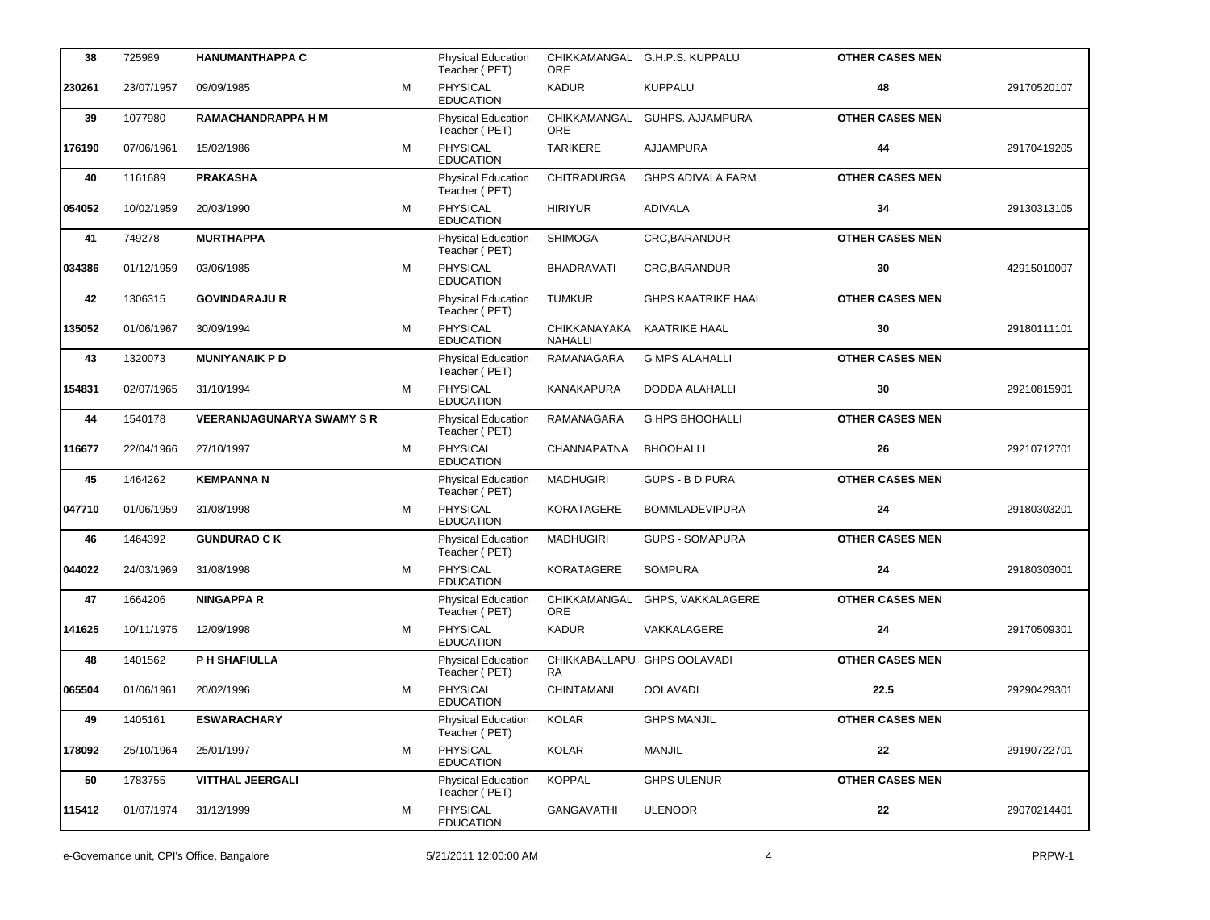| | | | | | | | | |
|---|---|---|---|---|---|---|---|---|
| **38** | 725989 | **HANUMANTHAPPA C** | | Physical Education Teacher ( PET) | CHIKKAMANGALORE | G.H.P.S. KUPPALU | **OTHER CASES MEN** | |
| **230261** | 23/07/1957 | 09/09/1985 | M | PHYSICAL EDUCATION | KADUR | KUPPALU | **48** | 29170520107 |
| **39** | 1077980 | **RAMACHANDRAPPA H M** | | Physical Education Teacher ( PET) | CHIKKAMANGALORE | GUHPS. AJJAMPURA | **OTHER CASES MEN** | |
| **176190** | 07/06/1961 | 15/02/1986 | M | PHYSICAL EDUCATION | TARIKERE | AJJAMPURA | **44** | 29170419205 |
| **40** | 1161689 | **PRAKASHA** | | Physical Education Teacher ( PET) | CHITRADURGA | GHPS ADIVALA FARM | **OTHER CASES MEN** | |
| **054052** | 10/02/1959 | 20/03/1990 | M | PHYSICAL EDUCATION | HIRIYUR | ADIVALA | **34** | 29130313105 |
| **41** | 749278 | **MURTHAPPA** | | Physical Education Teacher ( PET) | SHIMOGA | CRC,BARANDUR | **OTHER CASES MEN** | |
| **034386** | 01/12/1959 | 03/06/1985 | M | PHYSICAL EDUCATION | BHADRAVATI | CRC,BARANDUR | **30** | 42915010007 |
| **42** | 1306315 | **GOVINDARAJU R** | | Physical Education Teacher ( PET) | TUMKUR | GHPS KAATRIKE HAAL | **OTHER CASES MEN** | |
| **135052** | 01/06/1967 | 30/09/1994 | M | PHYSICAL EDUCATION | CHIKKANAYAKANAHALLI | KAATRIKE HAAL | **30** | 29180111101 |
| **43** | 1320073 | **MUNIYANAIK P D** | | Physical Education Teacher ( PET) | RAMANAGARA | G MPS ALAHALLI | **OTHER CASES MEN** | |
| **154831** | 02/07/1965 | 31/10/1994 | M | PHYSICAL EDUCATION | KANAKAPURA | DODDA ALAHALLI | **30** | 29210815901 |
| **44** | 1540178 | **VEERANIJAGUNARYA SWAMY S R** | | Physical Education Teacher ( PET) | RAMANAGARA | G HPS BHOOHALLI | **OTHER CASES MEN** | |
| **116677** | 22/04/1966 | 27/10/1997 | M | PHYSICAL EDUCATION | CHANNAPATNA | BHOOHALLI | **26** | 29210712701 |
| **45** | 1464262 | **KEMPANNA N** | | Physical Education Teacher ( PET) | MADHUGIRI | GUPS - B D PURA | **OTHER CASES MEN** | |
| **047710** | 01/06/1959 | 31/08/1998 | M | PHYSICAL EDUCATION | KORATAGERE | BOMMLADEVIPURA | **24** | 29180303201 |
| **46** | 1464392 | **GUNDURAO C K** | | Physical Education Teacher ( PET) | MADHUGIRI | GUPS - SOMAPURA | **OTHER CASES MEN** | |
| **044022** | 24/03/1969 | 31/08/1998 | M | PHYSICAL EDUCATION | KORATAGERE | SOMPURA | **24** | 29180303001 |
| **47** | 1664206 | **NINGAPPA R** | | Physical Education Teacher ( PET) | CHIKKAMANGALORE | GHPS, VAKKALAGERE | **OTHER CASES MEN** | |
| **141625** | 10/11/1975 | 12/09/1998 | M | PHYSICAL EDUCATION | KADUR | VAKKALAGERE | **24** | 29170509301 |
| **48** | 1401562 | **P H SHAFIULLA** | | Physical Education Teacher ( PET) | CHIKKABALLAPURA | GHPS OOLAVADI | **OTHER CASES MEN** | |
| **065504** | 01/06/1961 | 20/02/1996 | M | PHYSICAL EDUCATION | CHINTAMANI | OOLAVADI | **22.5** | 29290429301 |
| **49** | 1405161 | **ESWARACHARY** | | Physical Education Teacher ( PET) | KOLAR | GHPS MANJIL | **OTHER CASES MEN** | |
| **178092** | 25/10/1964 | 25/01/1997 | M | PHYSICAL EDUCATION | KOLAR | MANJIL | **22** | 29190722701 |
| **50** | 1783755 | **VITTHAL JEERGALI** | | Physical Education Teacher ( PET) | KOPPAL | GHPS ULENUR | **OTHER CASES MEN** | |
| **115412** | 01/07/1974 | 31/12/1999 | M | PHYSICAL EDUCATION | GANGAVATHI | ULENOOR | **22** | 29070214401 |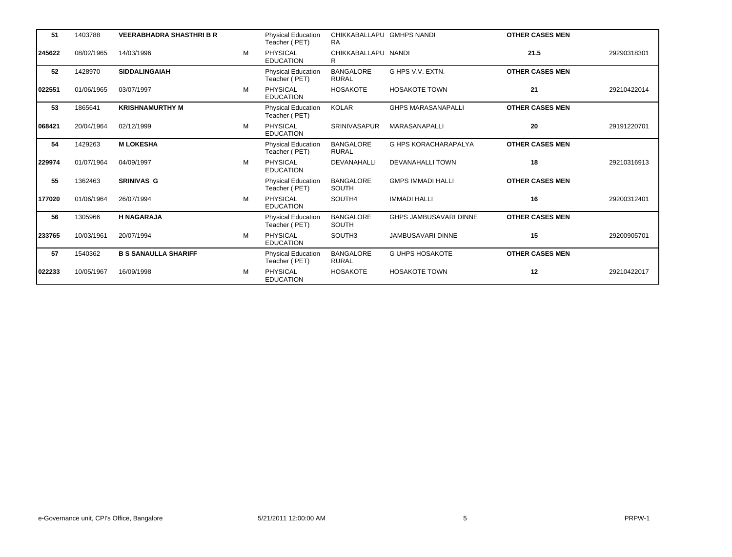| 51 | 1403788 | VEERABHADRA SHASTHRI B R | | Physical Education Teacher ( PET) | CHIKKABALLAPURA | GMHPS NANDI | OTHER CASES MEN | |
|---|---|---|---|---|---|---|---|---|
| 245622 | 08/02/1965 | 14/03/1996 | M | PHYSICAL EDUCATION | CHIKKABALLAPUR | NANDI | 21.5 | 29290318301 |
| 52 | 1428970 | SIDDALINGAIAH | | Physical Education Teacher ( PET) | BANGALORE RURAL | G HPS V.V. EXTN. | OTHER CASES MEN | |
| 022551 | 01/06/1965 | 03/07/1997 | M | PHYSICAL EDUCATION | HOSAKOTE | HOSAKOTE TOWN | 21 | 29210422014 |
| 53 | 1865641 | KRISHNAMURTHY M | | Physical Education Teacher ( PET) | KOLAR | GHPS MARASANAPALLI | OTHER CASES MEN | |
| 068421 | 20/04/1964 | 02/12/1999 | M | PHYSICAL EDUCATION | SRINIVASAPUR | MARASANAPALLI | 20 | 29191220701 |
| 54 | 1429263 | M LOKESHA | | Physical Education Teacher ( PET) | BANGALORE RURAL | G HPS KORACHARAPALYA | OTHER CASES MEN | |
| 229974 | 01/07/1964 | 04/09/1997 | M | PHYSICAL EDUCATION | DEVANAHALLI | DEVANAHALLI TOWN | 18 | 29210316913 |
| 55 | 1362463 | SRINIVAS G | | Physical Education Teacher ( PET) | BANGALORE SOUTH | GMPS IMMADI HALLI | OTHER CASES MEN | |
| 177020 | 01/06/1964 | 26/07/1994 | M | PHYSICAL EDUCATION | SOUTH4 | IMMADI HALLI | 16 | 29200312401 |
| 56 | 1305966 | H NAGARAJA | | Physical Education Teacher ( PET) | BANGALORE SOUTH | GHPS JAMBUSAVARI DINNE | OTHER CASES MEN | |
| 233765 | 10/03/1961 | 20/07/1994 | M | PHYSICAL EDUCATION | SOUTH3 | JAMBUSAVARI DINNE | 15 | 29200905701 |
| 57 | 1540362 | B S SANAULLA SHARIFF | | Physical Education Teacher ( PET) | BANGALORE RURAL | G UHPS HOSAKOTE | OTHER CASES MEN | |
| 022233 | 10/05/1967 | 16/09/1998 | M | PHYSICAL EDUCATION | HOSAKOTE | HOSAKOTE TOWN | 12 | 29210422017 |

e-Governance unit, CPI's Office, Bangalore 5/21/2011 12:00:00 AM PRPW-1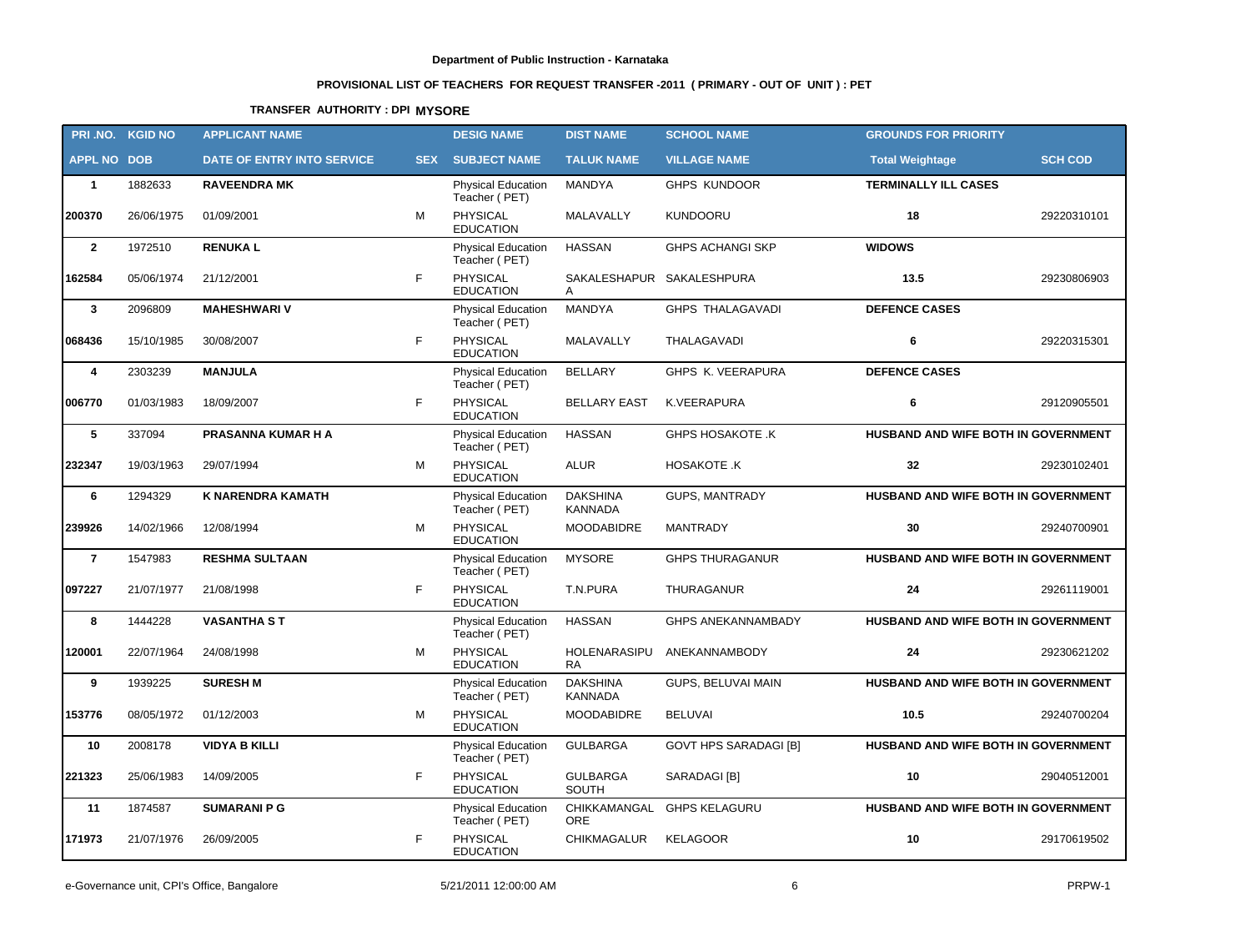**Department of Public Instruction - Karnataka**

**PROVISIONAL LIST OF TEACHERS FOR REQUEST TRANSFER -2011 ( PRIMARY - OUT OF UNIT ) : PET**

**TRANSFER AUTHORITY : DPI MYSORE**

| PRI .NO. | KGID NO | APPLICANT NAME | | DESIG NAME | DIST NAME | SCHOOL NAME | GROUNDS FOR PRIORITY | |
|---|---|---|---|---|---|---|---|---|
| APPL NO | DOB | DATE OF ENTRY INTO SERVICE | SEX | SUBJECT NAME | TALUK NAME | VILLAGE NAME | Total Weightage | SCH COD |
| **1** | 1882633 | **RAVEENDRA MK** | | Physical Education Teacher ( PET) | MANDYA | GHPS KUNDOOR | **TERMINALLY ILL CASES** | |
| **200370** | 26/06/1975 | 01/09/2001 | M | PHYSICAL EDUCATION | MALAVALLY | KUNDOORU | **18** | 29220310101 |
| **2** | 1972510 | **RENUKA L** | | Physical Education Teacher ( PET) | HASSAN | GHPS ACHANGI SKP | **WIDOWS** | |
| **162584** | 05/06/1974 | 21/12/2001 | F | PHYSICAL EDUCATION | SAKALESHAPURA | SAKALESHPURA | **13.5** | 29230806903 |
| **3** | 2096809 | **MAHESHWARI V** | | Physical Education Teacher ( PET) | MANDYA | GHPS THALAGAVADI | **DEFENCE CASES** | |
| **068436** | 15/10/1985 | 30/08/2007 | F | PHYSICAL EDUCATION | MALAVALLY | THALAGAVADI | **6** | 29220315301 |
| **4** | 2303239 | **MANJULA** | | Physical Education Teacher ( PET) | BELLARY | GHPS K. VEERAPURA | **DEFENCE CASES** | |
| **006770** | 01/03/1983 | 18/09/2007 | F | PHYSICAL EDUCATION | BELLARY EAST | K.VEERAPURA | **6** | 29120905501 |
| **5** | 337094 | **PRASANNA KUMAR H A** | | Physical Education Teacher ( PET) | HASSAN | GHPS HOSAKOTE .K | **HUSBAND AND WIFE BOTH IN GOVERNMENT** | |
| **232347** | 19/03/1963 | 29/07/1994 | M | PHYSICAL EDUCATION | ALUR | HOSAKOTE .K | **32** | 29230102401 |
| **6** | 1294329 | **K NARENDRA KAMATH** | | Physical Education Teacher ( PET) | DAKSHINA KANNADA | GUPS, MANTRADY | **HUSBAND AND WIFE BOTH IN GOVERNMENT** | |
| **239926** | 14/02/1966 | 12/08/1994 | M | PHYSICAL EDUCATION | MOODABIDRE | MANTRADY | **30** | 29240700901 |
| **7** | 1547983 | **RESHMA SULTAAN** | | Physical Education Teacher ( PET) | MYSORE | GHPS THURAGANUR | **HUSBAND AND WIFE BOTH IN GOVERNMENT** | |
| **097227** | 21/07/1977 | 21/08/1998 | F | PHYSICAL EDUCATION | T.N.PURA | THURAGANUR | **24** | 29261119001 |
| **8** | 1444228 | **VASANTHA S T** | | Physical Education Teacher ( PET) | HASSAN | GHPS ANEKANNAMBADY | **HUSBAND AND WIFE BOTH IN GOVERNMENT** | |
| **120001** | 22/07/1964 | 24/08/1998 | M | PHYSICAL EDUCATION | HOLENARASIPURA | ANEKANNAMBODY | **24** | 29230621202 |
| **9** | 1939225 | **SURESH M** | | Physical Education Teacher ( PET) | DAKSHINA KANNADA | GUPS, BELUVAI MAIN | **HUSBAND AND WIFE BOTH IN GOVERNMENT** | |
| **153776** | 08/05/1972 | 01/12/2003 | M | PHYSICAL EDUCATION | MOODABIDRE | BELUVAI | **10.5** | 29240700204 |
| **10** | 2008178 | **VIDYA B KILLI** | | Physical Education Teacher ( PET) | GULBARGA | GOVT HPS SARADAGI [B] | **HUSBAND AND WIFE BOTH IN GOVERNMENT** | |
| **221323** | 25/06/1983 | 14/09/2005 | F | PHYSICAL EDUCATION | GULBARGA SOUTH | SARADAGI [B] | **10** | 29040512001 |
| **11** | 1874587 | **SUMARANI P G** | | Physical Education Teacher ( PET) | CHIKKAMANGALORE | GHPS KELAGURU | **HUSBAND AND WIFE BOTH IN GOVERNMENT** | |
| **171973** | 21/07/1976 | 26/09/2005 | F | PHYSICAL EDUCATION | CHIKMAGALUR | KELAGOOR | **10** | 29170619502 |

e-Governance unit, CPI's Office, Bangalore 5/21/2011 12:00:00 AM PRPW-1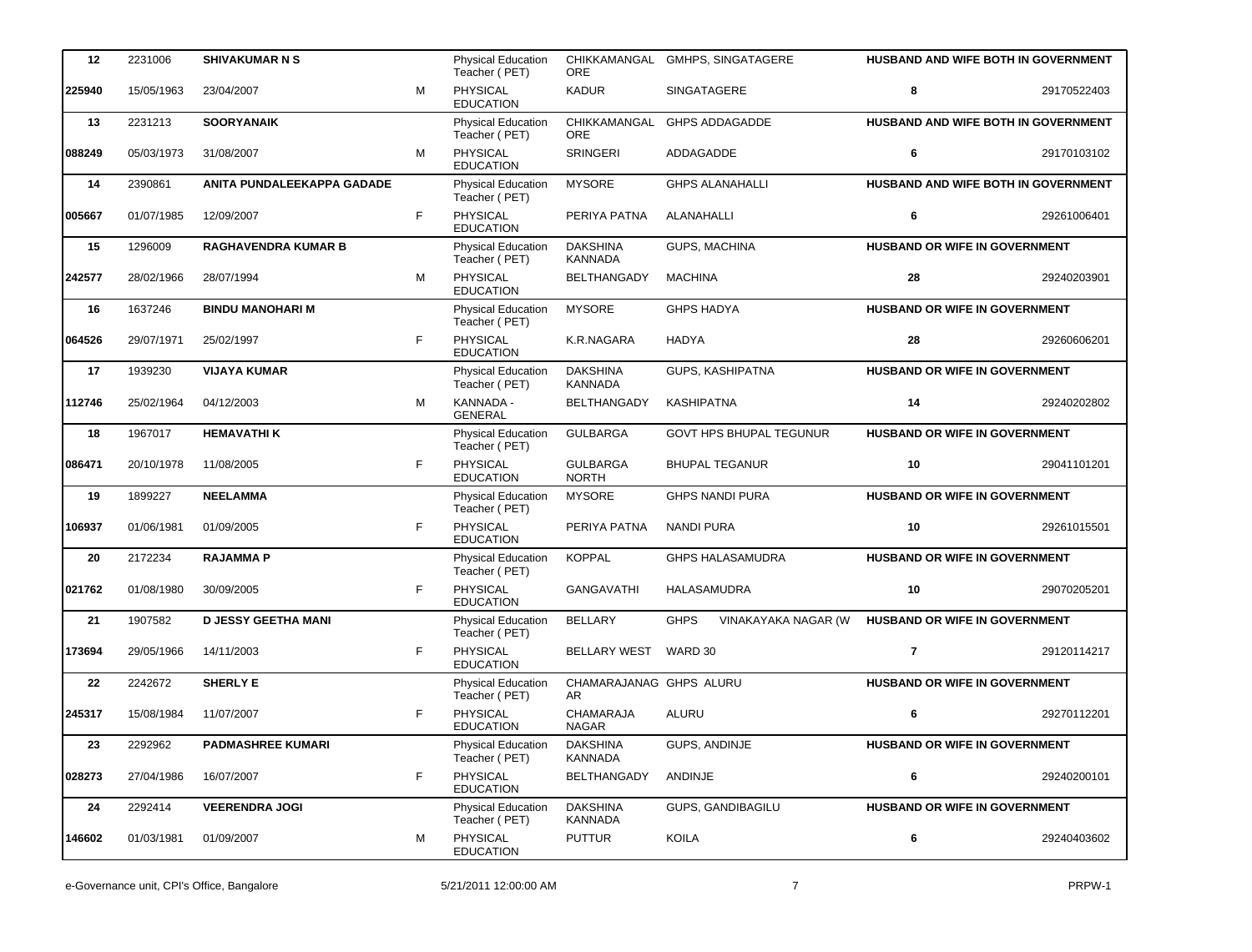| 12 | 2231006 | SHIVAKUMAR N S | | Physical Education Teacher ( PET) | CHIKKAMANGALORE | GMHPS, SINGATAGERE | HUSBAND AND WIFE BOTH IN GOVERNMENT | |
|---|---|---|---|---|---|---|---|---|
| 225940 | 15/05/1963 | 23/04/2007 | M | PHYSICAL EDUCATION | KADUR | SINGATAGERE | 8 | 29170522403 |
| 13 | 2231213 | SOORYANAIK | | Physical Education Teacher ( PET) | CHIKKAMANGALORE | GHPS ADDAGADDE | HUSBAND AND WIFE BOTH IN GOVERNMENT | |
| 088249 | 05/03/1973 | 31/08/2007 | M | PHYSICAL EDUCATION | SRINGERI | ADDAGADDE | 6 | 29170103102 |
| 14 | 2390861 | ANITA PUNDALEEKAPPA GADADE | | Physical Education Teacher ( PET) | MYSORE | GHPS ALANAHALLI | HUSBAND AND WIFE BOTH IN GOVERNMENT | |
| 005667 | 01/07/1985 | 12/09/2007 | F | PHYSICAL EDUCATION | PERIYA PATNA | ALANAHALLI | 6 | 29261006401 |
| 15 | 1296009 | RAGHAVENDRA KUMAR B | | Physical Education Teacher ( PET) | DAKSHINA KANNADA | GUPS, MACHINA | HUSBAND OR WIFE IN GOVERNMENT | |
| 242577 | 28/02/1966 | 28/07/1994 | M | PHYSICAL EDUCATION | BELTHANGADY | MACHINA | 28 | 29240203901 |
| 16 | 1637246 | BINDU MANOHARI M | | Physical Education Teacher ( PET) | MYSORE | GHPS HADYA | HUSBAND OR WIFE IN GOVERNMENT | |
| 064526 | 29/07/1971 | 25/02/1997 | F | PHYSICAL EDUCATION | K.R.NAGARA | HADYA | 28 | 29260606201 |
| 17 | 1939230 | VIJAYA KUMAR | | Physical Education Teacher ( PET) | DAKSHINA KANNADA | GUPS, KASHIPATNA | HUSBAND OR WIFE IN GOVERNMENT | |
| 112746 | 25/02/1964 | 04/12/2003 | M | KANNADA - GENERAL | BELTHANGADY | KASHIPATNA | 14 | 29240202802 |
| 18 | 1967017 | HEMAVATHI K | | Physical Education Teacher ( PET) | GULBARGA | GOVT HPS BHUPAL TEGUNUR | HUSBAND OR WIFE IN GOVERNMENT | |
| 086471 | 20/10/1978 | 11/08/2005 | F | PHYSICAL EDUCATION | GULBARGA NORTH | BHUPAL TEGANUR | 10 | 29041101201 |
| 19 | 1899227 | NEELAMMA | | Physical Education Teacher ( PET) | MYSORE | GHPS NANDI PURA | HUSBAND OR WIFE IN GOVERNMENT | |
| 106937 | 01/06/1981 | 01/09/2005 | F | PHYSICAL EDUCATION | PERIYA PATNA | NANDI PURA | 10 | 29261015501 |
| 20 | 2172234 | RAJAMMA P | | Physical Education Teacher ( PET) | KOPPAL | GHPS HALASAMUDRA | HUSBAND OR WIFE IN GOVERNMENT | |
| 021762 | 01/08/1980 | 30/09/2005 | F | PHYSICAL EDUCATION | GANGAVATHI | HALASAMUDRA | 10 | 29070205201 |
| 21 | 1907582 | D JESSY GEETHA MANI | | Physical Education Teacher ( PET) | BELLARY | GHPS VINAKAYAKA NAGAR (W | HUSBAND OR WIFE IN GOVERNMENT | |
| 173694 | 29/05/1966 | 14/11/2003 | F | PHYSICAL EDUCATION | BELLARY WEST | WARD 30 | 7 | 29120114217 |
| 22 | 2242672 | SHERLY E | | Physical Education Teacher ( PET) | CHAMARAJANAGAR | GHPS ALURU | HUSBAND OR WIFE IN GOVERNMENT | |
| 245317 | 15/08/1984 | 11/07/2007 | F | PHYSICAL EDUCATION | CHAMARAJA NAGAR | ALURU | 6 | 29270112201 |
| 23 | 2292962 | PADMASHREE KUMARI | | Physical Education Teacher ( PET) | DAKSHINA KANNADA | GUPS, ANDINJE | HUSBAND OR WIFE IN GOVERNMENT | |
| 028273 | 27/04/1986 | 16/07/2007 | F | PHYSICAL EDUCATION | BELTHANGADY | ANDINJE | 6 | 29240200101 |
| 24 | 2292414 | VEERENDRA JOGI | | Physical Education Teacher ( PET) | DAKSHINA KANNADA | GUPS, GANDIBAGILU | HUSBAND OR WIFE IN GOVERNMENT | |
| 146602 | 01/03/1981 | 01/09/2007 | M | PHYSICAL EDUCATION | PUTTUR | KOILA | 6 | 29240403602 |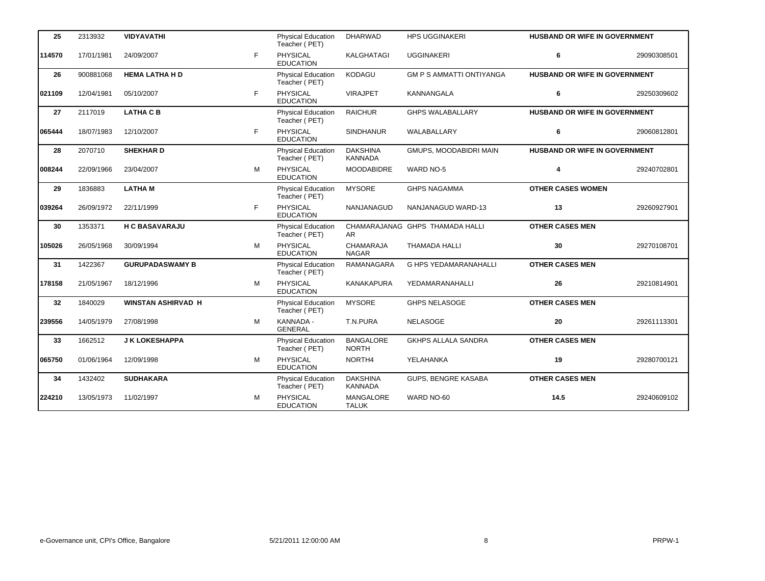| | | | | | | | | |
|---|---|---|---|---|---|---|---|---|
| **25** | 2313932 | **VIDYAVATHI** | | Physical Education Teacher ( PET) | DHARWAD | HPS UGGINAKERI | **HUSBAND OR WIFE IN GOVERNMENT** | |
| **114570** | 17/01/1981 | 24/09/2007 | F | PHYSICAL EDUCATION | KALGHATAGI | UGGINAKERI | **6** | 29090308501 |
| **26** | 900881068 | **HEMA LATHA H D** | | Physical Education Teacher ( PET) | KODAGU | GM P S AMMATTI ONTIYANGA | **HUSBAND OR WIFE IN GOVERNMENT** | |
| **021109** | 12/04/1981 | 05/10/2007 | F | PHYSICAL EDUCATION | VIRAJPET | KANNANGALA | **6** | 29250309602 |
| **27** | 2117019 | **LATHA C B** | | Physical Education Teacher ( PET) | RAICHUR | GHPS WALABALLARY | **HUSBAND OR WIFE IN GOVERNMENT** | |
| **065444** | 18/07/1983 | 12/10/2007 | F | PHYSICAL EDUCATION | SINDHANUR | WALABALLARY | **6** | 29060812801 |
| **28** | 2070710 | **SHEKHAR D** | | Physical Education Teacher ( PET) | DAKSHINA KANNADA | GMUPS, MOODABIDRI MAIN | **HUSBAND OR WIFE IN GOVERNMENT** | |
| **008244** | 22/09/1966 | 23/04/2007 | M | PHYSICAL EDUCATION | MOODABIDRE | WARD NO-5 | **4** | 29240702801 |
| **29** | 1836883 | **LATHA M** | | Physical Education Teacher ( PET) | MYSORE | GHPS NAGAMMA | **OTHER CASES WOMEN** | |
| **039264** | 26/09/1972 | 22/11/1999 | F | PHYSICAL EDUCATION | NANJANAGUD | NANJANAGUD WARD-13 | **13** | 29260927901 |
| **30** | 1353371 | **H C BASAVARAJU** | | Physical Education Teacher ( PET) | CHAMARAJANAGAR | GHPS THAMADA HALLI | **OTHER CASES MEN** | |
| **105026** | 26/05/1968 | 30/09/1994 | M | PHYSICAL EDUCATION | CHAMARAJA NAGAR | THAMADA HALLI | **30** | 29270108701 |
| **31** | 1422367 | **GURUPADASWAMY B** | | Physical Education Teacher ( PET) | RAMANAGARA | G HPS YEDAMARANAHALLI | **OTHER CASES MEN** | |
| **178158** | 21/05/1967 | 18/12/1996 | M | PHYSICAL EDUCATION | KANAKAPURA | YEDAMARANAHALLI | **26** | 29210814901 |
| **32** | 1840029 | **WINSTAN ASHIRVAD H** | | Physical Education Teacher ( PET) | MYSORE | GHPS NELASOGE | **OTHER CASES MEN** | |
| **239556** | 14/05/1979 | 27/08/1998 | M | KANNADA - GENERAL | T.N.PURA | NELASOGE | **20** | 29261113301 |
| **33** | 1662512 | **J K LOKESHAPPA** | | Physical Education Teacher ( PET) | BANGALORE NORTH | GKHPS ALLALA SANDRA | **OTHER CASES MEN** | |
| **065750** | 01/06/1964 | 12/09/1998 | M | PHYSICAL EDUCATION | NORTH4 | YELAHANKA | **19** | 29280700121 |
| **34** | 1432402 | **SUDHAKARA** | | Physical Education Teacher ( PET) | DAKSHINA KANNADA | GUPS, BENGRE KASABA | **OTHER CASES MEN** | |
| **224210** | 13/05/1973 | 11/02/1997 | M | PHYSICAL EDUCATION | MANGALORE TALUK | WARD NO-60 | **14.5** | 29240609102 |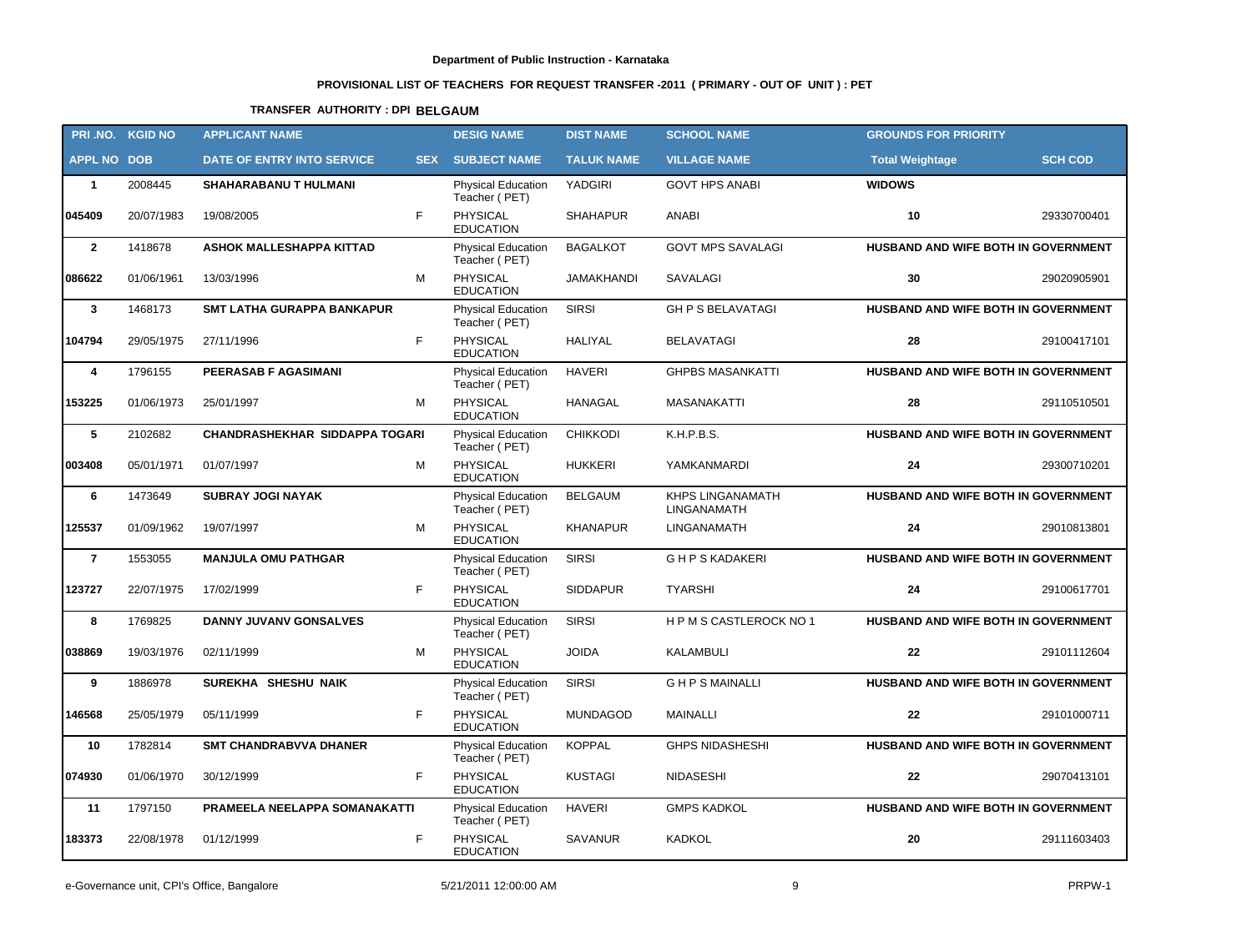**Department of Public Instruction - Karnataka**

**PROVISIONAL LIST OF TEACHERS FOR REQUEST TRANSFER -2011 ( PRIMARY - OUT OF UNIT ) : PET**

**TRANSFER AUTHORITY : DPI BELGAUM**

| PRI .NO. | KGID NO | APPLICANT NAME | | DESIG NAME | DIST NAME | SCHOOL NAME | GROUNDS FOR PRIORITY | |
|---|---|---|---|---|---|---|---|---|
| APPL NO | DOB | DATE OF ENTRY INTO SERVICE | SEX | SUBJECT NAME | TALUK NAME | VILLAGE NAME | Total Weightage | SCH COD |
| 1 | 2008445 | SHAHARABANU T HULMANI | | Physical Education Teacher ( PET) | YADGIRI | GOVT HPS ANABI | WIDOWS | |
| 045409 | 20/07/1983 | 19/08/2005 | F | PHYSICAL EDUCATION | SHAHAPUR | ANABI | 10 | 29330700401 |
| 2 | 1418678 | ASHOK MALLESHAPPA KITTAD | | Physical Education Teacher ( PET) | BAGALKOT | GOVT MPS SAVALAGI | HUSBAND AND WIFE BOTH IN GOVERNMENT | |
| 086622 | 01/06/1961 | 13/03/1996 | M | PHYSICAL EDUCATION | JAMAKHANDI | SAVALAGI | 30 | 29020905901 |
| 3 | 1468173 | SMT LATHA GURAPPA BANKAPUR | | Physical Education Teacher ( PET) | SIRSI | GH P S BELAVATAGI | HUSBAND AND WIFE BOTH IN GOVERNMENT | |
| 104794 | 29/05/1975 | 27/11/1996 | F | PHYSICAL EDUCATION | HALIYAL | BELAVATAGI | 28 | 29100417101 |
| 4 | 1796155 | PEERASAB F AGASIMANI | | Physical Education Teacher ( PET) | HAVERI | GHPBS MASANKATTI | HUSBAND AND WIFE BOTH IN GOVERNMENT | |
| 153225 | 01/06/1973 | 25/01/1997 | M | PHYSICAL EDUCATION | HANAGAL | MASANAKATTI | 28 | 29110510501 |
| 5 | 2102682 | CHANDRASHEKHAR SIDDAPPA TOGARI | | Physical Education Teacher ( PET) | CHIKKODI | K.H.P.B.S. | HUSBAND AND WIFE BOTH IN GOVERNMENT | |
| 003408 | 05/01/1971 | 01/07/1997 | M | PHYSICAL EDUCATION | HUKKERI | YAMKANMARDI | 24 | 29300710201 |
| 6 | 1473649 | SUBRAY JOGI NAYAK | | Physical Education Teacher ( PET) | BELGAUM | KHPS LINGANAMATH LINGANAMATH | HUSBAND AND WIFE BOTH IN GOVERNMENT | |
| 125537 | 01/09/1962 | 19/07/1997 | M | PHYSICAL EDUCATION | KHANAPUR | LINGANAMATH | 24 | 29010813801 |
| 7 | 1553055 | MANJULA OMU PATHGAR | | Physical Education Teacher ( PET) | SIRSI | G H P S KADAKERI | HUSBAND AND WIFE BOTH IN GOVERNMENT | |
| 123727 | 22/07/1975 | 17/02/1999 | F | PHYSICAL EDUCATION | SIDDAPUR | TYARSHI | 24 | 29100617701 |
| 8 | 1769825 | DANNY JUVANV GONSALVES | | Physical Education Teacher ( PET) | SIRSI | H P M S CASTLEROCK NO 1 | HUSBAND AND WIFE BOTH IN GOVERNMENT | |
| 038869 | 19/03/1976 | 02/11/1999 | M | PHYSICAL EDUCATION | JOIDA | KALAMBULI | 22 | 29101112604 |
| 9 | 1886978 | SUREKHA SHESHU NAIK | | Physical Education Teacher ( PET) | SIRSI | G H P S MAINALLI | HUSBAND AND WIFE BOTH IN GOVERNMENT | |
| 146568 | 25/05/1979 | 05/11/1999 | F | PHYSICAL EDUCATION | MUNDAGOD | MAINALLI | 22 | 29101000711 |
| 10 | 1782814 | SMT CHANDRABVVA DHANER | | Physical Education Teacher ( PET) | KOPPAL | GHPS NIDASHESHI | HUSBAND AND WIFE BOTH IN GOVERNMENT | |
| 074930 | 01/06/1970 | 30/12/1999 | F | PHYSICAL EDUCATION | KUSTAGI | NIDASESHI | 22 | 29070413101 |
| 11 | 1797150 | PRAMEELA NEELAPPA SOMANAKATTI | | Physical Education Teacher ( PET) | HAVERI | GMPS KADKOL | HUSBAND AND WIFE BOTH IN GOVERNMENT | |
| 183373 | 22/08/1978 | 01/12/1999 | F | PHYSICAL EDUCATION | SAVANUR | KADKOL | 20 | 29111603403 |

e-Governance unit, CPI's Office, Bangalore 5/21/2011 12:00:00 AM PRPW-1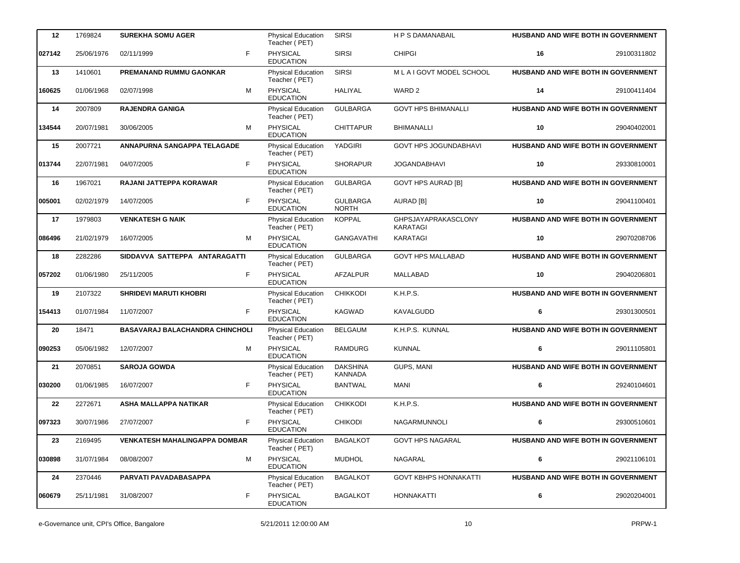| | | | | | | | | |
|---|---|---|---|---|---|---|---|---|
| 12 | 1769824 | SUREKHA SOMU AGER | | Physical Education Teacher ( PET) | SIRSI | H P S DAMANABAIL | HUSBAND AND WIFE BOTH IN GOVERNMENT | |
| 027142 | 25/06/1976 | 02/11/1999 | F | PHYSICAL EDUCATION | SIRSI | CHIPGI | 16 | 29100311802 |
| 13 | 1410601 | PREMANAND RUMMU GAONKAR | | Physical Education Teacher ( PET) | SIRSI | M L A I GOVT MODEL SCHOOL | HUSBAND AND WIFE BOTH IN GOVERNMENT | |
| 160625 | 01/06/1968 | 02/07/1998 | M | PHYSICAL EDUCATION | HALIYAL | WARD 2 | 14 | 29100411404 |
| 14 | 2007809 | RAJENDRA GANIGA | | Physical Education Teacher ( PET) | GULBARGA | GOVT HPS BHIMANALLI | HUSBAND AND WIFE BOTH IN GOVERNMENT | |
| 134544 | 20/07/1981 | 30/06/2005 | M | PHYSICAL EDUCATION | CHITTAPUR | BHIMANALLI | 10 | 29040402001 |
| 15 | 2007721 | ANNAPURNA SANGAPPA TELAGADE | | Physical Education Teacher ( PET) | YADGIRI | GOVT HPS JOGUNDABHAVI | HUSBAND AND WIFE BOTH IN GOVERNMENT | |
| 013744 | 22/07/1981 | 04/07/2005 | F | PHYSICAL EDUCATION | SHORAPUR | JOGANDABHAVI | 10 | 29330810001 |
| 16 | 1967021 | RAJANI JATTEPPA KORAWAR | | Physical Education Teacher ( PET) | GULBARGA | GOVT HPS AURAD [B] | HUSBAND AND WIFE BOTH IN GOVERNMENT | |
| 005001 | 02/02/1979 | 14/07/2005 | F | PHYSICAL EDUCATION | GULBARGA NORTH | AURAD [B] | 10 | 29041100401 |
| 17 | 1979803 | VENKATESH G NAIK | | Physical Education Teacher ( PET) | KOPPAL | GHPSJAYAPRAKASCLONY KARATAGI | HUSBAND AND WIFE BOTH IN GOVERNMENT | |
| 086496 | 21/02/1979 | 16/07/2005 | M | PHYSICAL EDUCATION | GANGAVATHI | KARATAGI | 10 | 29070208706 |
| 18 | 2282286 | SIDDAVVA SATTEPPA ANTARAGATTI | | Physical Education Teacher ( PET) | GULBARGA | GOVT HPS MALLABAD | HUSBAND AND WIFE BOTH IN GOVERNMENT | |
| 057202 | 01/06/1980 | 25/11/2005 | F | PHYSICAL EDUCATION | AFZALPUR | MALLABAD | 10 | 29040206801 |
| 19 | 2107322 | SHRIDEVI MARUTI KHOBRI | | Physical Education Teacher ( PET) | CHIKKODI | K.H.P.S. | HUSBAND AND WIFE BOTH IN GOVERNMENT | |
| 154413 | 01/07/1984 | 11/07/2007 | F | PHYSICAL EDUCATION | KAGWAD | KAVALGUDD | 6 | 29301300501 |
| 20 | 18471 | BASAVARAJ BALACHANDRA CHINCHOLI | | Physical Education Teacher ( PET) | BELGAUM | K.H.P.S. KUNNAL | HUSBAND AND WIFE BOTH IN GOVERNMENT | |
| 090253 | 05/06/1982 | 12/07/2007 | M | PHYSICAL EDUCATION | RAMDURG | KUNNAL | 6 | 29011105801 |
| 21 | 2070851 | SAROJA GOWDA | | Physical Education Teacher ( PET) | DAKSHINA KANNADA | GUPS, MANI | HUSBAND AND WIFE BOTH IN GOVERNMENT | |
| 030200 | 01/06/1985 | 16/07/2007 | F | PHYSICAL EDUCATION | BANTWAL | MANI | 6 | 29240104601 |
| 22 | 2272671 | ASHA MALLAPPA NATIKAR | | Physical Education Teacher ( PET) | CHIKKODI | K.H.P.S. | HUSBAND AND WIFE BOTH IN GOVERNMENT | |
| 097323 | 30/07/1986 | 27/07/2007 | F | PHYSICAL EDUCATION | CHIKODI | NAGARMUNNOLI | 6 | 29300510601 |
| 23 | 2169495 | VENKATESH MAHALINGAPPA DOMBAR | | Physical Education Teacher ( PET) | BAGALKOT | GOVT HPS NAGARAL | HUSBAND AND WIFE BOTH IN GOVERNMENT | |
| 030898 | 31/07/1984 | 08/08/2007 | M | PHYSICAL EDUCATION | MUDHOL | NAGARAL | 6 | 29021106101 |
| 24 | 2370446 | PARVATI PAVADABASAPPA | | Physical Education Teacher ( PET) | BAGALKOT | GOVT KBHPS HONNAKATTI | HUSBAND AND WIFE BOTH IN GOVERNMENT | |
| 060679 | 25/11/1981 | 31/08/2007 | F | PHYSICAL EDUCATION | BAGALKOT | HONNAKATTI | 6 | 29020204001 |

e-Governance unit, CPI's Office, Bangalore 5/21/2011 12:00:00 AM PRPW-1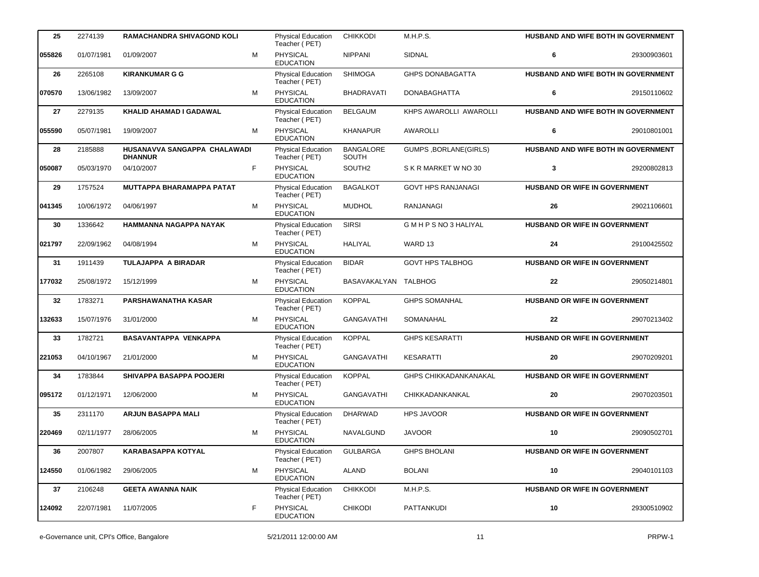| | | | | | | | | |
|---|---|---|---|---|---|---|---|---|
| 25 | 2274139 | **RAMACHANDRA SHIVAGOND KOLI** | | Physical Education Teacher ( PET) | CHIKKODI | M.H.P.S. | **HUSBAND AND WIFE BOTH IN GOVERNMENT** | |
| 055826 | 01/07/1981 | 01/09/2007 | M | PHYSICAL EDUCATION | NIPPANI | SIDNAL | **6** | 29300903601 |
| 26 | 2265108 | **KIRANKUMAR G G** | | Physical Education Teacher ( PET) | SHIMOGA | GHPS DONABAGATTA | **HUSBAND AND WIFE BOTH IN GOVERNMENT** | |
| 070570 | 13/06/1982 | 13/09/2007 | M | PHYSICAL EDUCATION | BHADRAVATI | DONABAGHATTA | **6** | 29150110602 |
| 27 | 2279135 | **KHALID AHAMAD I GADAWAL** | | Physical Education Teacher ( PET) | BELGAUM | KHPS AWAROLLI AWAROLLI | **HUSBAND AND WIFE BOTH IN GOVERNMENT** | |
| 055590 | 05/07/1981 | 19/09/2007 | M | PHYSICAL EDUCATION | KHANAPUR | AWAROLLI | **6** | 29010801001 |
| 28 | 2185888 | **HUSANAVVA SANGAPPA CHALAWADI DHANNUR** | | Physical Education Teacher ( PET) | BANGALORE SOUTH | GUMPS ,BORLANE(GIRLS) | **HUSBAND AND WIFE BOTH IN GOVERNMENT** | |
| 050087 | 05/03/1970 | 04/10/2007 | F | PHYSICAL EDUCATION | SOUTH2 | S K R MARKET W NO 30 | **3** | 29200802813 |
| 29 | 1757524 | **MUTTAPPA BHARAMAPPA PATAT** | | Physical Education Teacher ( PET) | BAGALKOT | GOVT HPS RANJANAGI | **HUSBAND OR WIFE IN GOVERNMENT** | |
| 041345 | 10/06/1972 | 04/06/1997 | M | PHYSICAL EDUCATION | MUDHOL | RANJANAGI | **26** | 29021106601 |
| 30 | 1336642 | **HAMMANNA NAGAPPA NAYAK** | | Physical Education Teacher ( PET) | SIRSI | G M H P S NO 3 HALIYAL | **HUSBAND OR WIFE IN GOVERNMENT** | |
| 021797 | 22/09/1962 | 04/08/1994 | M | PHYSICAL EDUCATION | HALIYAL | WARD 13 | **24** | 29100425502 |
| 31 | 1911439 | **TULAJAPPA A BIRADAR** | | Physical Education Teacher ( PET) | BIDAR | GOVT HPS TALBHOG | **HUSBAND OR WIFE IN GOVERNMENT** | |
| 177032 | 25/08/1972 | 15/12/1999 | M | PHYSICAL EDUCATION | BASAVAKALYAN | TALBHOG | **22** | 29050214801 |
| 32 | 1783271 | **PARSHAWANATHA KASAR** | | Physical Education Teacher ( PET) | KOPPAL | GHPS SOMANHAL | **HUSBAND OR WIFE IN GOVERNMENT** | |
| 132633 | 15/07/1976 | 31/01/2000 | M | PHYSICAL EDUCATION | GANGAVATHI | SOMANAHAL | **22** | 29070213402 |
| 33 | 1782721 | **BASAVANTAPPA VENKAPPA** | | Physical Education Teacher ( PET) | KOPPAL | GHPS KESARATTI | **HUSBAND OR WIFE IN GOVERNMENT** | |
| 221053 | 04/10/1967 | 21/01/2000 | M | PHYSICAL EDUCATION | GANGAVATHI | KESARATTI | **20** | 29070209201 |
| 34 | 1783844 | **SHIVAPPA BASAPPA POOJERI** | | Physical Education Teacher ( PET) | KOPPAL | GHPS CHIKKADANKANAKAL | **HUSBAND OR WIFE IN GOVERNMENT** | |
| 095172 | 01/12/1971 | 12/06/2000 | M | PHYSICAL EDUCATION | GANGAVATHI | CHIKKADANKANKAL | **20** | 29070203501 |
| 35 | 2311170 | **ARJUN BASAPPA MALI** | | Physical Education Teacher ( PET) | DHARWAD | HPS JAVOOR | **HUSBAND OR WIFE IN GOVERNMENT** | |
| 220469 | 02/11/1977 | 28/06/2005 | M | PHYSICAL EDUCATION | NAVALGUND | JAVOOR | **10** | 29090502701 |
| 36 | 2007807 | **KARABASAPPA KOTYAL** | | Physical Education Teacher ( PET) | GULBARGA | GHPS BHOLANI | **HUSBAND OR WIFE IN GOVERNMENT** | |
| 124550 | 01/06/1982 | 29/06/2005 | M | PHYSICAL EDUCATION | ALAND | BOLANI | **10** | 29040101103 |
| 37 | 2106248 | **GEETA AWANNA NAIK** | | Physical Education Teacher ( PET) | CHIKKODI | M.H.P.S. | **HUSBAND OR WIFE IN GOVERNMENT** | |
| 124092 | 22/07/1981 | 11/07/2005 | F | PHYSICAL EDUCATION | CHIKODI | PATTANKUDI | **10** | 29300510902 |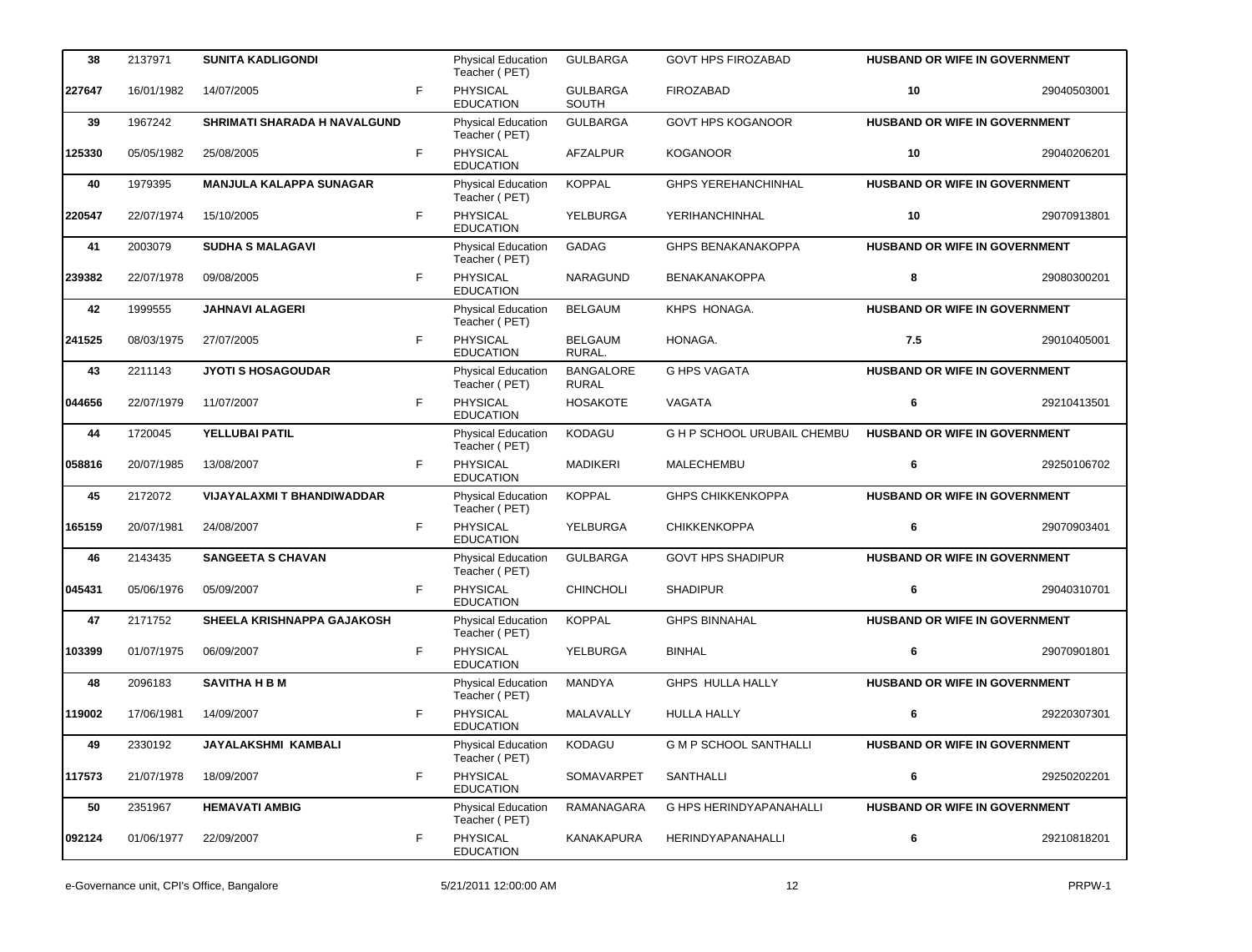| | | | | | | | | |
|---|---|---|---|---|---|---|---|---|
| 38 | 2137971 | **SUNITA KADLIGONDI** | | Physical Education Teacher ( PET) | GULBARGA | GOVT HPS FIROZABAD | **HUSBAND OR WIFE IN GOVERNMENT** | |
| **227647** | 16/01/1982 | 14/07/2005 | F | PHYSICAL EDUCATION | GULBARGA SOUTH | FIROZABAD | **10** | 29040503001 |
| 39 | 1967242 | **SHRIMATI SHARADA H NAVALGUND** | | Physical Education Teacher ( PET) | GULBARGA | GOVT HPS KOGANOOR | **HUSBAND OR WIFE IN GOVERNMENT** | |
| **125330** | 05/05/1982 | 25/08/2005 | F | PHYSICAL EDUCATION | AFZALPUR | KOGANOOR | **10** | 29040206201 |
| 40 | 1979395 | **MANJULA KALAPPA SUNAGAR** | | Physical Education Teacher ( PET) | KOPPAL | GHPS YEREHANCHINHAL | **HUSBAND OR WIFE IN GOVERNMENT** | |
| **220547** | 22/07/1974 | 15/10/2005 | F | PHYSICAL EDUCATION | YELBURGA | YERIHANCHINHAL | **10** | 29070913801 |
| 41 | 2003079 | **SUDHA S MALAGAVI** | | Physical Education Teacher ( PET) | GADAG | GHPS BENAKANAKOPPA | **HUSBAND OR WIFE IN GOVERNMENT** | |
| **239382** | 22/07/1978 | 09/08/2005 | F | PHYSICAL EDUCATION | NARAGUND | BENAKANAKOPPA | **8** | 29080300201 |
| 42 | 1999555 | **JAHNAVI ALAGERI** | | Physical Education Teacher ( PET) | BELGAUM | KHPS HONAGA. | **HUSBAND OR WIFE IN GOVERNMENT** | |
| **241525** | 08/03/1975 | 27/07/2005 | F | PHYSICAL EDUCATION | BELGAUM RURAL. | HONAGA. | **7.5** | 29010405001 |
| 43 | 2211143 | **JYOTI S HOSAGOUDAR** | | Physical Education Teacher ( PET) | BANGALORE RURAL | G HPS VAGATA | **HUSBAND OR WIFE IN GOVERNMENT** | |
| **044656** | 22/07/1979 | 11/07/2007 | F | PHYSICAL EDUCATION | HOSAKOTE | VAGATA | **6** | 29210413501 |
| 44 | 1720045 | **YELLUBAI PATIL** | | Physical Education Teacher ( PET) | KODAGU | G H P SCHOOL URUBAIL CHEMBU | **HUSBAND OR WIFE IN GOVERNMENT** | |
| **058816** | 20/07/1985 | 13/08/2007 | F | PHYSICAL EDUCATION | MADIKERI | MALECHEMBU | **6** | 29250106702 |
| 45 | 2172072 | **VIJAYALAXMI T BHANDIWADDAR** | | Physical Education Teacher ( PET) | KOPPAL | GHPS CHIKKENKOPPA | **HUSBAND OR WIFE IN GOVERNMENT** | |
| **165159** | 20/07/1981 | 24/08/2007 | F | PHYSICAL EDUCATION | YELBURGA | CHIKKENKOPPA | **6** | 29070903401 |
| 46 | 2143435 | **SANGEETA S CHAVAN** | | Physical Education Teacher ( PET) | GULBARGA | GOVT HPS SHADIPUR | **HUSBAND OR WIFE IN GOVERNMENT** | |
| **045431** | 05/06/1976 | 05/09/2007 | F | PHYSICAL EDUCATION | CHINCHOLI | SHADIPUR | **6** | 29040310701 |
| 47 | 2171752 | **SHEELA KRISHNAPPA GAJAKOSH** | | Physical Education Teacher ( PET) | KOPPAL | GHPS BINNAHAL | **HUSBAND OR WIFE IN GOVERNMENT** | |
| **103399** | 01/07/1975 | 06/09/2007 | F | PHYSICAL EDUCATION | YELBURGA | BINHAL | **6** | 29070901801 |
| 48 | 2096183 | **SAVITHA H B M** | | Physical Education Teacher ( PET) | MANDYA | GHPS HULLA HALLY | **HUSBAND OR WIFE IN GOVERNMENT** | |
| **119002** | 17/06/1981 | 14/09/2007 | F | PHYSICAL EDUCATION | MALAVALLY | HULLA HALLY | **6** | 29220307301 |
| 49 | 2330192 | **JAYALAKSHMI KAMBALI** | | Physical Education Teacher ( PET) | KODAGU | G M P SCHOOL SANTHALLI | **HUSBAND OR WIFE IN GOVERNMENT** | |
| **117573** | 21/07/1978 | 18/09/2007 | F | PHYSICAL EDUCATION | SOMAVARPET | SANTHALLI | **6** | 29250202201 |
| 50 | 2351967 | **HEMAVATI AMBIG** | | Physical Education Teacher ( PET) | RAMANAGARA | G HPS HERINDYAPANAHALLI | **HUSBAND OR WIFE IN GOVERNMENT** | |
| **092124** | 01/06/1977 | 22/09/2007 | F | PHYSICAL EDUCATION | KANAKAPURA | HERINDYAPANAHALLI | **6** | 29210818201 |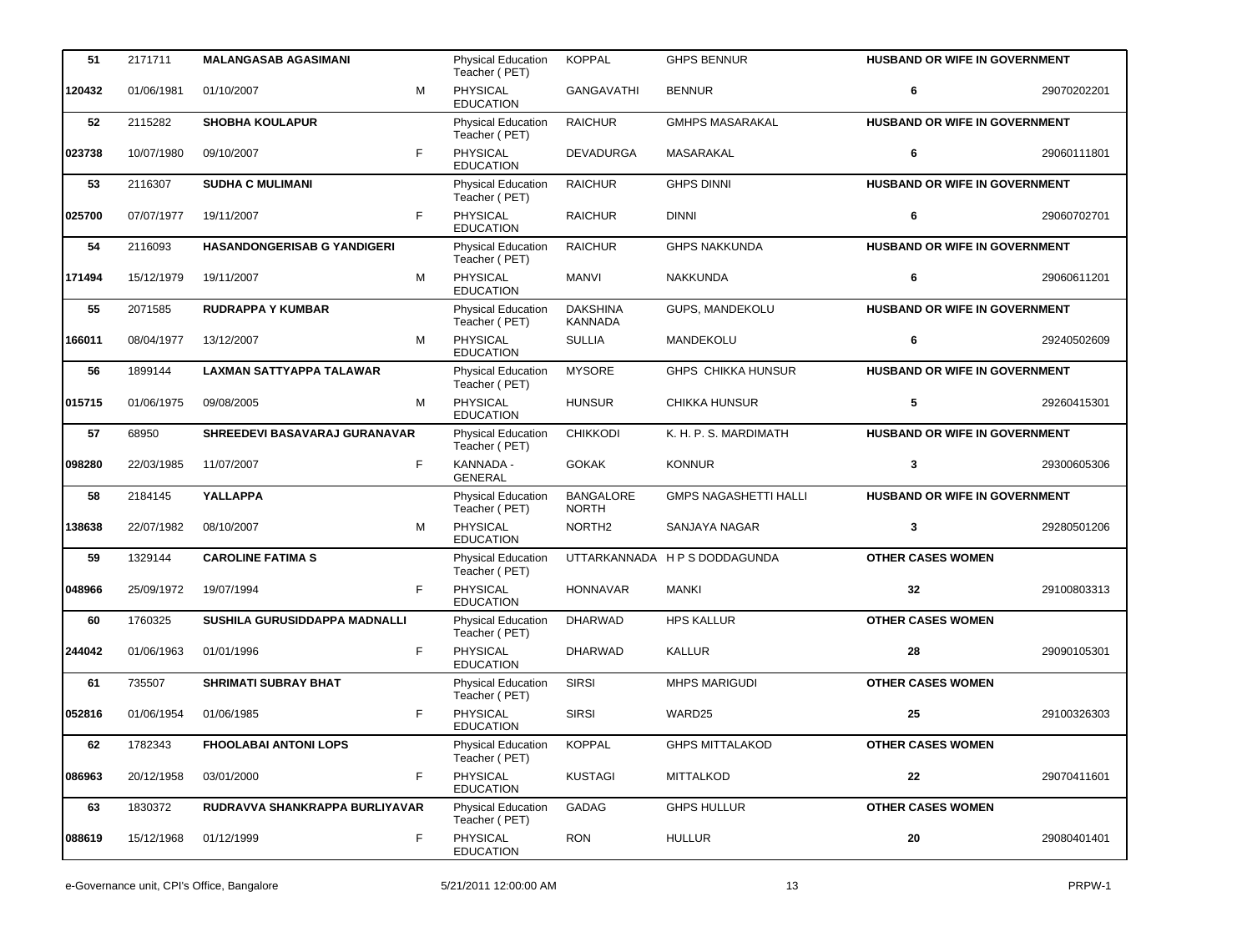| 51 | 2171711 | MALANGASAB AGASIMANI | | Physical Education Teacher ( PET) | KOPPAL | GHPS BENNUR | HUSBAND OR WIFE IN GOVERNMENT | |
|---|---|---|---|---|---|---|---|---|
| 120432 | 01/06/1981 | 01/10/2007 | M | PHYSICAL EDUCATION | GANGAVATHI | BENNUR | 6 | 29070202201 |
| 52 | 2115282 | SHOBHA KOULAPUR | | Physical Education Teacher ( PET) | RAICHUR | GMHPS MASARAKAL | HUSBAND OR WIFE IN GOVERNMENT | |
| 023738 | 10/07/1980 | 09/10/2007 | F | PHYSICAL EDUCATION | DEVADURGA | MASARAKAL | 6 | 29060111801 |
| 53 | 2116307 | SUDHA C MULIMANI | | Physical Education Teacher ( PET) | RAICHUR | GHPS DINNI | HUSBAND OR WIFE IN GOVERNMENT | |
| 025700 | 07/07/1977 | 19/11/2007 | F | PHYSICAL EDUCATION | RAICHUR | DINNI | 6 | 29060702701 |
| 54 | 2116093 | HASANDONGERISAB G YANDIGERI | | Physical Education Teacher ( PET) | RAICHUR | GHPS NAKKUNDA | HUSBAND OR WIFE IN GOVERNMENT | |
| 171494 | 15/12/1979 | 19/11/2007 | M | PHYSICAL EDUCATION | MANVI | NAKKUNDA | 6 | 29060611201 |
| 55 | 2071585 | RUDRAPPA Y KUMBAR | | Physical Education Teacher ( PET) | DAKSHINA KANNADA | GUPS, MANDEKOLU | HUSBAND OR WIFE IN GOVERNMENT | |
| 166011 | 08/04/1977 | 13/12/2007 | M | PHYSICAL EDUCATION | SULLIA | MANDEKOLU | 6 | 29240502609 |
| 56 | 1899144 | LAXMAN SATTYAPPA TALAWAR | | Physical Education Teacher ( PET) | MYSORE | GHPS CHIKKA HUNSUR | HUSBAND OR WIFE IN GOVERNMENT | |
| 015715 | 01/06/1975 | 09/08/2005 | M | PHYSICAL EDUCATION | HUNSUR | CHIKKA HUNSUR | 5 | 29260415301 |
| 57 | 68950 | SHREEDEVI BASAVARAJ GURANAVAR | | Physical Education Teacher ( PET) | CHIKKODI | K. H. P. S. MARDIMATH | HUSBAND OR WIFE IN GOVERNMENT | |
| 098280 | 22/03/1985 | 11/07/2007 | F | KANNADA - GENERAL | GOKAK | KONNUR | 3 | 29300605306 |
| 58 | 2184145 | YALLAPPA | | Physical Education Teacher ( PET) | BANGALORE NORTH | GMPS NAGASHETTI HALLI | HUSBAND OR WIFE IN GOVERNMENT | |
| 138638 | 22/07/1982 | 08/10/2007 | M | PHYSICAL EDUCATION | NORTH2 | SANJAYA NAGAR | 3 | 29280501206 |
| 59 | 1329144 | CAROLINE FATIMA S | | Physical Education Teacher ( PET) | UTTARKANNADA | H P S DODDAGUNDA | OTHER CASES WOMEN | |
| 048966 | 25/09/1972 | 19/07/1994 | F | PHYSICAL EDUCATION | HONNAVAR | MANKI | 32 | 29100803313 |
| 60 | 1760325 | SUSHILA GURUSIDDAPPA MADNALLI | | Physical Education Teacher ( PET) | DHARWAD | HPS KALLUR | OTHER CASES WOMEN | |
| 244042 | 01/06/1963 | 01/01/1996 | F | PHYSICAL EDUCATION | DHARWAD | KALLUR | 28 | 29090105301 |
| 61 | 735507 | SHRIMATI SUBRAY BHAT | | Physical Education Teacher ( PET) | SIRSI | MHPS MARIGUDI | OTHER CASES WOMEN | |
| 052816 | 01/06/1954 | 01/06/1985 | F | PHYSICAL EDUCATION | SIRSI | WARD25 | 25 | 29100326303 |
| 62 | 1782343 | FHOOLABAI ANTONI LOPS | | Physical Education Teacher ( PET) | KOPPAL | GHPS MITTALAKOD | OTHER CASES WOMEN | |
| 086963 | 20/12/1958 | 03/01/2000 | F | PHYSICAL EDUCATION | KUSTAGI | MITTALKOD | 22 | 29070411601 |
| 63 | 1830372 | RUDRAVVA SHANKRAPPA BURLIYAVAR | | Physical Education Teacher ( PET) | GADAG | GHPS HULLUR | OTHER CASES WOMEN | |
| 088619 | 15/12/1968 | 01/12/1999 | F | PHYSICAL EDUCATION | RON | HULLUR | 20 | 29080401401 |

e-Governance unit, CPI's Office, Bangalore 5/21/2011 12:00:00 AM PRPW-1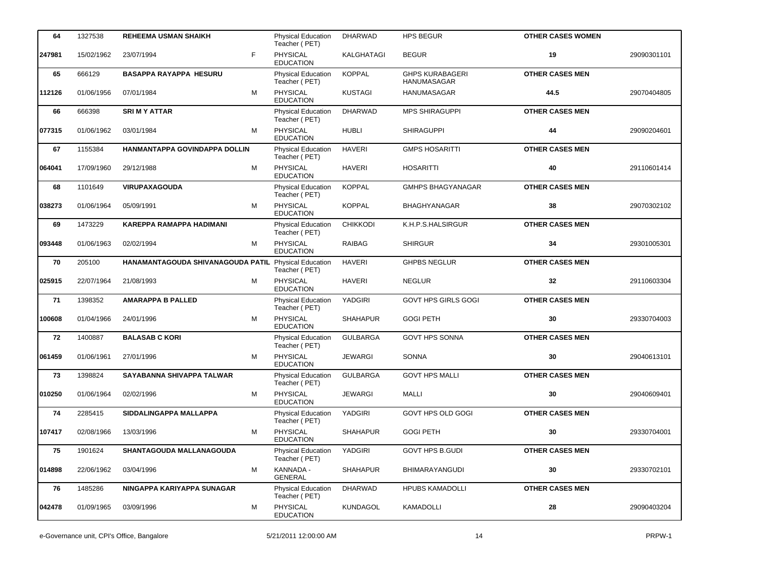| | | | | | | | | |
|---|---|---|---|---|---|---|---|---|
| 64 | 1327538 | **REHEEMA USMAN SHAIKH** | | Physical Education Teacher ( PET) | DHARWAD | HPS BEGUR | **OTHER CASES WOMEN** | |
| **247981** | 15/02/1962 | 23/07/1994 | F | PHYSICAL EDUCATION | KALGHATAGI | BEGUR | **19** | 29090301101 |
| 65 | 666129 | **BASAPPA RAYAPPA HESURU** | | Physical Education Teacher ( PET) | KOPPAL | GHPS KURABAGERI HANUMASAGAR | **OTHER CASES MEN** | |
| **112126** | 01/06/1956 | 07/01/1984 | M | PHYSICAL EDUCATION | KUSTAGI | HANUMASAGAR | **44.5** | 29070404805 |
| 66 | 666398 | **SRI M Y ATTAR** | | Physical Education Teacher ( PET) | DHARWAD | MPS SHIRAGUPPI | **OTHER CASES MEN** | |
| **077315** | 01/06/1962 | 03/01/1984 | M | PHYSICAL EDUCATION | HUBLI | SHIRAGUPPI | **44** | 29090204601 |
| 67 | 1155384 | **HANMANTAPPA GOVINDAPPA DOLLIN** | | Physical Education Teacher ( PET) | HAVERI | GMPS HOSARITTI | **OTHER CASES MEN** | |
| **064041** | 17/09/1960 | 29/12/1988 | M | PHYSICAL EDUCATION | HAVERI | HOSARITTI | **40** | 29110601414 |
| 68 | 1101649 | **VIRUPAXAGOUDA** | | Physical Education Teacher ( PET) | KOPPAL | GMHPS BHAGYANAGAR | **OTHER CASES MEN** | |
| **038273** | 01/06/1964 | 05/09/1991 | M | PHYSICAL EDUCATION | KOPPAL | BHAGHYANAGAR | **38** | 29070302102 |
| 69 | 1473229 | **KAREPPA RAMAPPA HADIMANI** | | Physical Education Teacher ( PET) | CHIKKODI | K.H.P.S.HALSIRGUR | **OTHER CASES MEN** | |
| **093448** | 01/06/1963 | 02/02/1994 | M | PHYSICAL EDUCATION | RAIBAG | SHIRGUR | **34** | 29301005301 |
| 70 | 205100 | **HANAMANTAGOUDA SHIVANAGOUDA PATIL** | | Physical Education Teacher ( PET) | HAVERI | GHPBS NEGLUR | **OTHER CASES MEN** | |
| **025915** | 22/07/1964 | 21/08/1993 | M | PHYSICAL EDUCATION | HAVERI | NEGLUR | **32** | 29110603304 |
| 71 | 1398352 | **AMARAPPA B PALLED** | | Physical Education Teacher ( PET) | YADGIRI | GOVT HPS GIRLS GOGI | **OTHER CASES MEN** | |
| **100608** | 01/04/1966 | 24/01/1996 | M | PHYSICAL EDUCATION | SHAHAPUR | GOGI PETH | **30** | 29330704003 |
| 72 | 1400887 | **BALASAB C KORI** | | Physical Education Teacher ( PET) | GULBARGA | GOVT HPS SONNA | **OTHER CASES MEN** | |
| **061459** | 01/06/1961 | 27/01/1996 | M | PHYSICAL EDUCATION | JEWARGI | SONNA | **30** | 29040613101 |
| 73 | 1398824 | **SAYABANNA SHIVAPPA TALWAR** | | Physical Education Teacher ( PET) | GULBARGA | GOVT HPS MALLI | **OTHER CASES MEN** | |
| **010250** | 01/06/1964 | 02/02/1996 | M | PHYSICAL EDUCATION | JEWARGI | MALLI | **30** | 29040609401 |
| 74 | 2285415 | **SIDDALINGAPPA MALLAPPA** | | Physical Education Teacher ( PET) | YADGIRI | GOVT HPS OLD GOGI | **OTHER CASES MEN** | |
| **107417** | 02/08/1966 | 13/03/1996 | M | PHYSICAL EDUCATION | SHAHAPUR | GOGI PETH | **30** | 29330704001 |
| 75 | 1901624 | **SHANTAGOUDA MALLANAGOUDA** | | Physical Education Teacher ( PET) | YADGIRI | GOVT HPS B.GUDI | **OTHER CASES MEN** | |
| **014898** | 22/06/1962 | 03/04/1996 | M | KANNADA - GENERAL | SHAHAPUR | BHIMARAYANGUDI | **30** | 29330702101 |
| 76 | 1485286 | **NINGAPPA KARIYAPPA SUNAGAR** | | Physical Education Teacher ( PET) | DHARWAD | HPUBS KAMADOLLI | **OTHER CASES MEN** | |
| **042478** | 01/09/1965 | 03/09/1996 | M | PHYSICAL EDUCATION | KUNDAGOL | KAMADOLLI | **28** | 29090403204 |

e-Governance unit, CPI's Office, Bangalore 5/21/2011 12:00:00 AM PRPW-1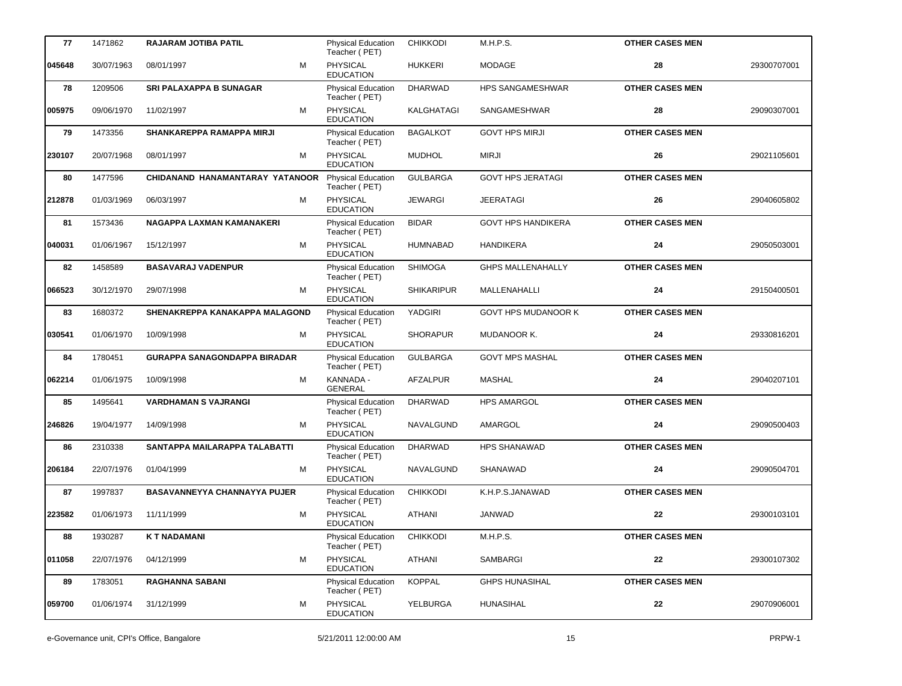| | | | | | | | | |
|---|---|---|---|---|---|---|---|---|
| **77** | 1471862 | **RAJARAM JOTIBA PATIL** | | Physical Education Teacher ( PET) | CHIKKODI | M.H.P.S. | **OTHER CASES MEN** | |
| **045648** | 30/07/1963 | 08/01/1997 | M | PHYSICAL EDUCATION | HUKKERI | MODAGE | **28** | 29300707001 |
| **78** | 1209506 | **SRI PALAXAPPA B SUNAGAR** | | Physical Education Teacher ( PET) | DHARWAD | HPS SANGAMESHWAR | **OTHER CASES MEN** | |
| **005975** | 09/06/1970 | 11/02/1997 | M | PHYSICAL EDUCATION | KALGHATAGI | SANGAMESHWAR | **28** | 29090307001 |
| **79** | 1473356 | **SHANKAREPPA RAMAPPA MIRJI** | | Physical Education Teacher ( PET) | BAGALKOT | GOVT HPS MIRJI | **OTHER CASES MEN** | |
| **230107** | 20/07/1968 | 08/01/1997 | M | PHYSICAL EDUCATION | MUDHOL | MIRJI | **26** | 29021105601 |
| **80** | 1477596 | **CHIDANAND HANAMANTARAY YATANOOR** | | Physical Education Teacher ( PET) | GULBARGA | GOVT HPS JERATAGI | **OTHER CASES MEN** | |
| **212878** | 01/03/1969 | 06/03/1997 | M | PHYSICAL EDUCATION | JEWARGI | JEERATAGI | **26** | 29040605802 |
| **81** | 1573436 | **NAGAPPA LAXMAN KAMANAKERI** | | Physical Education Teacher ( PET) | BIDAR | GOVT HPS HANDIKERA | **OTHER CASES MEN** | |
| **040031** | 01/06/1967 | 15/12/1997 | M | PHYSICAL EDUCATION | HUMNABAD | HANDIKERA | **24** | 29050503001 |
| **82** | 1458589 | **BASAVARAJ VADENPUR** | | Physical Education Teacher ( PET) | SHIMOGA | GHPS MALLENAHALLY | **OTHER CASES MEN** | |
| **066523** | 30/12/1970 | 29/07/1998 | M | PHYSICAL EDUCATION | SHIKARIPUR | MALLENAHALLI | **24** | 29150400501 |
| **83** | 1680372 | **SHENAKREPPA KANAKAPPA MALAGOND** | | Physical Education Teacher ( PET) | YADGIRI | GOVT HPS MUDANOOR K | **OTHER CASES MEN** | |
| **030541** | 01/06/1970 | 10/09/1998 | M | PHYSICAL EDUCATION | SHORAPUR | MUDANOOR K. | **24** | 29330816201 |
| **84** | 1780451 | **GURAPPA SANAGONDAPPA BIRADAR** | | Physical Education Teacher ( PET) | GULBARGA | GOVT MPS MASHAL | **OTHER CASES MEN** | |
| **062214** | 01/06/1975 | 10/09/1998 | M | KANNADA - GENERAL | AFZALPUR | MASHAL | **24** | 29040207101 |
| **85** | 1495641 | **VARDHAMAN S VAJRANGI** | | Physical Education Teacher ( PET) | DHARWAD | HPS AMARGOL | **OTHER CASES MEN** | |
| **246826** | 19/04/1977 | 14/09/1998 | M | PHYSICAL EDUCATION | NAVALGUND | AMARGOL | **24** | 29090500403 |
| **86** | 2310338 | **SANTAPPA MAILARAPPA TALABATTI** | | Physical Education Teacher ( PET) | DHARWAD | HPS SHANAWAD | **OTHER CASES MEN** | |
| **206184** | 22/07/1976 | 01/04/1999 | M | PHYSICAL EDUCATION | NAVALGUND | SHANAWAD | **24** | 29090504701 |
| **87** | 1997837 | **BASAVANNEYYA CHANNAYYA PUJER** | | Physical Education Teacher ( PET) | CHIKKODI | K.H.P.S.JANAWAD | **OTHER CASES MEN** | |
| **223582** | 01/06/1973 | 11/11/1999 | M | PHYSICAL EDUCATION | ATHANI | JANWAD | **22** | 29300103101 |
| **88** | 1930287 | **K T NADAMANI** | | Physical Education Teacher ( PET) | CHIKKODI | M.H.P.S. | **OTHER CASES MEN** | |
| **011058** | 22/07/1976 | 04/12/1999 | M | PHYSICAL EDUCATION | ATHANI | SAMBARGI | **22** | 29300107302 |
| **89** | 1783051 | **RAGHANNA SABANI** | | Physical Education Teacher ( PET) | KOPPAL | GHPS HUNASIHAL | **OTHER CASES MEN** | |
| **059700** | 01/06/1974 | 31/12/1999 | M | PHYSICAL EDUCATION | YELBURGA | HUNASIHAL | **22** | 29070906001 |

e-Governance unit, CPI's Office, Bangalore 5/21/2011 12:00:00 AM PRPW-1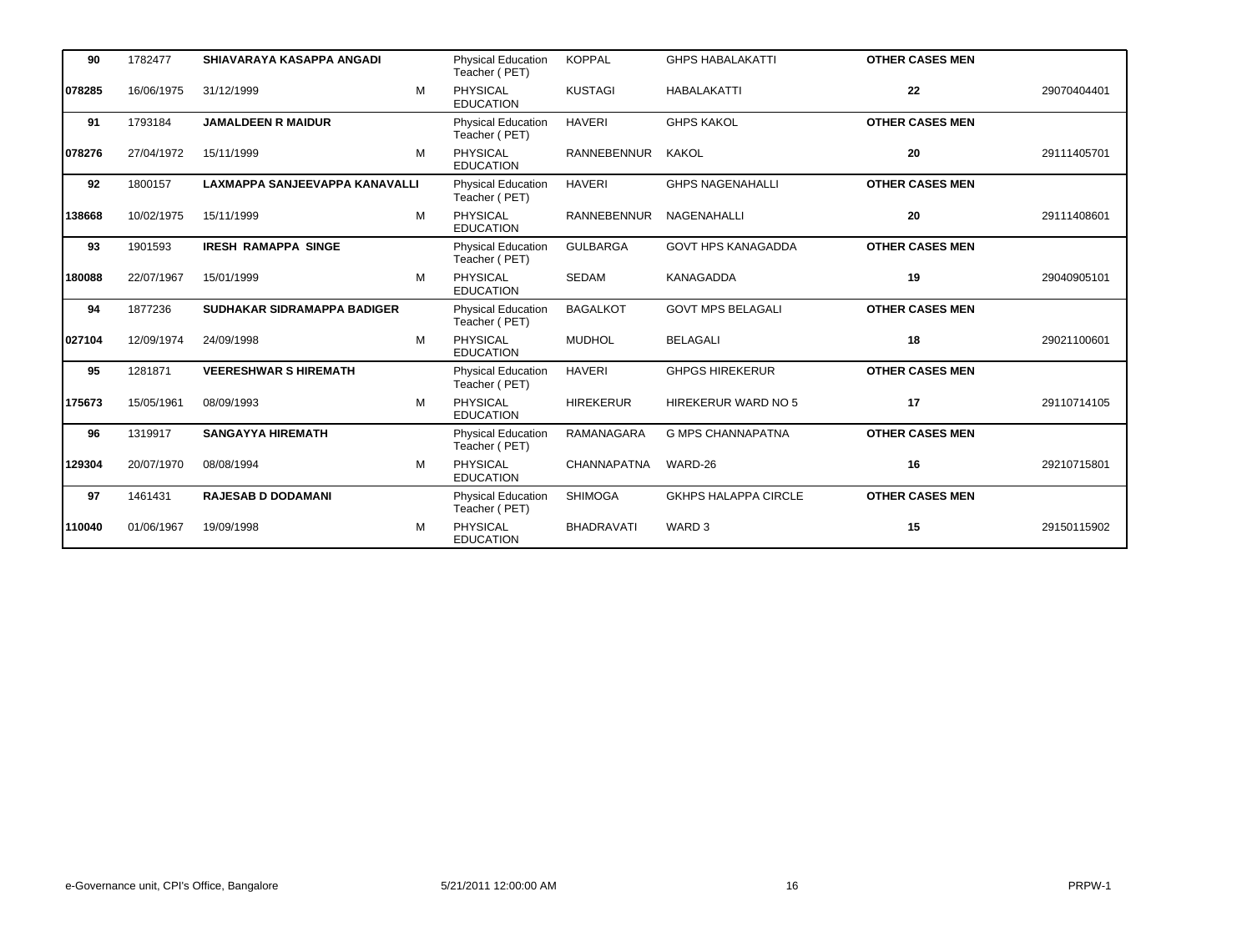| | | | | | | | | |
|---|---|---|---|---|---|---|---|---|
| **90** | 1782477 | **SHIAVARAYA KASAPPA ANGADI** | | Physical Education Teacher ( PET) | KOPPAL | GHPS HABALAKATTI | **OTHER CASES MEN** | |
| **078285** | 16/06/1975 | 31/12/1999 | M | PHYSICAL EDUCATION | KUSTAGI | HABALAKATTI | **22** | 29070404401 |
| **91** | 1793184 | **JAMALDEEN R MAIDUR** | | Physical Education Teacher ( PET) | HAVERI | GHPS KAKOL | **OTHER CASES MEN** | |
| **078276** | 27/04/1972 | 15/11/1999 | M | PHYSICAL EDUCATION | RANNEBENNUR | KAKOL | **20** | 29111405701 |
| **92** | 1800157 | **LAXMAPPA SANJEEVAPPA KANAVALLI** | | Physical Education Teacher ( PET) | HAVERI | GHPS NAGENAHALLI | **OTHER CASES MEN** | |
| **138668** | 10/02/1975 | 15/11/1999 | M | PHYSICAL EDUCATION | RANNEBENNUR | NAGENAHALLI | **20** | 29111408601 |
| **93** | 1901593 | **IRESH RAMAPPA SINGE** | | Physical Education Teacher ( PET) | GULBARGA | GOVT HPS KANAGADDA | **OTHER CASES MEN** | |
| **180088** | 22/07/1967 | 15/01/1999 | M | PHYSICAL EDUCATION | SEDAM | KANAGADDA | **19** | 29040905101 |
| **94** | 1877236 | **SUDHAKAR SIDRAMAPPA BADIGER** | | Physical Education Teacher ( PET) | BAGALKOT | GOVT MPS BELAGALI | **OTHER CASES MEN** | |
| **027104** | 12/09/1974 | 24/09/1998 | M | PHYSICAL EDUCATION | MUDHOL | BELAGALI | **18** | 29021100601 |
| **95** | 1281871 | **VEERESHWAR S HIREMATH** | | Physical Education Teacher ( PET) | HAVERI | GHPGS HIREKERUR | **OTHER CASES MEN** | |
| **175673** | 15/05/1961 | 08/09/1993 | M | PHYSICAL EDUCATION | HIREKERUR | HIREKERUR WARD NO 5 | **17** | 29110714105 |
| **96** | 1319917 | **SANGAYYA HIREMATH** | | Physical Education Teacher ( PET) | RAMANAGARA | G MPS CHANNAPATNA | **OTHER CASES MEN** | |
| **129304** | 20/07/1970 | 08/08/1994 | M | PHYSICAL EDUCATION | CHANNAPATNA | WARD-26 | **16** | 29210715801 |
| **97** | 1461431 | **RAJESAB D DODAMANI** | | Physical Education Teacher ( PET) | SHIMOGA | GKHPS HALAPPA CIRCLE | **OTHER CASES MEN** | |
| **110040** | 01/06/1967 | 19/09/1998 | M | PHYSICAL EDUCATION | BHADRAVATI | WARD 3 | **15** | 29150115902 |

e-Governance unit, CPI's Office, Bangalore — 5/21/2011 12:00:00 AM — PRPW-1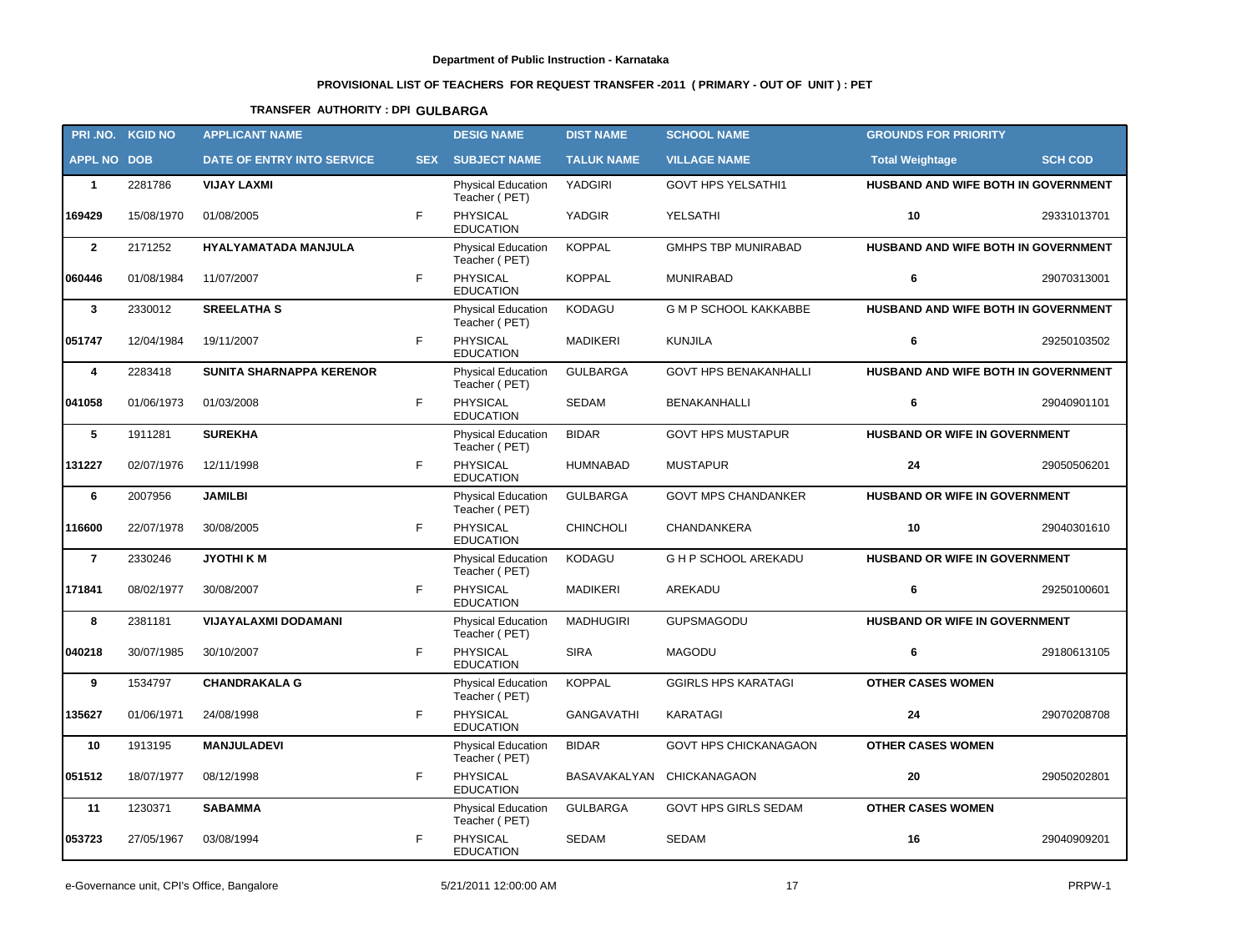Department of Public Instruction - Karnataka

## PROVISIONAL LIST OF TEACHERS FOR REQUEST TRANSFER -2011 ( PRIMARY - OUT OF UNIT ) : PET

### TRANSFER AUTHORITY : DPI GULBARGA

| PRI .NO. | KGID NO | APPLICANT NAME | | DESIG NAME | DIST NAME | SCHOOL NAME | GROUNDS FOR PRIORITY | |
|---|---|---|---|---|---|---|---|---|
| APPL NO | DOB | DATE OF ENTRY INTO SERVICE | SEX | SUBJECT NAME | TALUK NAME | VILLAGE NAME | Total Weightage | SCH COD |
| 1 | 2281786 | VIJAY LAXMI | | Physical Education Teacher ( PET) | YADGIRI | GOVT HPS YELSATHI1 | HUSBAND AND WIFE BOTH IN GOVERNMENT | |
| 169429 | 15/08/1970 | 01/08/2005 | F | PHYSICAL EDUCATION | YADGIR | YELSATHI | 10 | 29331013701 |
| 2 | 2171252 | HYALYAMATADA MANJULA | | Physical Education Teacher ( PET) | KOPPAL | GMHPS TBP MUNIRABAD | HUSBAND AND WIFE BOTH IN GOVERNMENT | |
| 060446 | 01/08/1984 | 11/07/2007 | F | PHYSICAL EDUCATION | KOPPAL | MUNIRABAD | 6 | 29070313001 |
| 3 | 2330012 | SREELATHA S | | Physical Education Teacher ( PET) | KODAGU | G M P SCHOOL KAKKABBE | HUSBAND AND WIFE BOTH IN GOVERNMENT | |
| 051747 | 12/04/1984 | 19/11/2007 | F | PHYSICAL EDUCATION | MADIKERI | KUNJILA | 6 | 29250103502 |
| 4 | 2283418 | SUNITA SHARNAPPA KERENOR | | Physical Education Teacher ( PET) | GULBARGA | GOVT HPS BENAKANHALLI | HUSBAND AND WIFE BOTH IN GOVERNMENT | |
| 041058 | 01/06/1973 | 01/03/2008 | F | PHYSICAL EDUCATION | SEDAM | BENAKANHALLI | 6 | 29040901101 |
| 5 | 1911281 | SUREKHA | | Physical Education Teacher ( PET) | BIDAR | GOVT HPS MUSTAPUR | HUSBAND OR WIFE IN GOVERNMENT | |
| 131227 | 02/07/1976 | 12/11/1998 | F | PHYSICAL EDUCATION | HUMNABAD | MUSTAPUR | 24 | 29050506201 |
| 6 | 2007956 | JAMILBI | | Physical Education Teacher ( PET) | GULBARGA | GOVT MPS CHANDANKER | HUSBAND OR WIFE IN GOVERNMENT | |
| 116600 | 22/07/1978 | 30/08/2005 | F | PHYSICAL EDUCATION | CHINCHOLI | CHANDANKERA | 10 | 29040301610 |
| 7 | 2330246 | JYOTHI K M | | Physical Education Teacher ( PET) | KODAGU | G H P SCHOOL AREKADU | HUSBAND OR WIFE IN GOVERNMENT | |
| 171841 | 08/02/1977 | 30/08/2007 | F | PHYSICAL EDUCATION | MADIKERI | AREKADU | 6 | 29250100601 |
| 8 | 2381181 | VIJAYALAXMI DODAMANI | | Physical Education Teacher ( PET) | MADHUGIRI | GUPSMAGODU | HUSBAND OR WIFE IN GOVERNMENT | |
| 040218 | 30/07/1985 | 30/10/2007 | F | PHYSICAL EDUCATION | SIRA | MAGODU | 6 | 29180613105 |
| 9 | 1534797 | CHANDRAKALA G | | Physical Education Teacher ( PET) | KOPPAL | GGIRLS HPS KARATAGI | OTHER CASES WOMEN | |
| 135627 | 01/06/1971 | 24/08/1998 | F | PHYSICAL EDUCATION | GANGAVATHI | KARATAGI | 24 | 29070208708 |
| 10 | 1913195 | MANJULADEVI | | Physical Education Teacher ( PET) | BIDAR | GOVT HPS CHICKANAGAON | OTHER CASES WOMEN | |
| 051512 | 18/07/1977 | 08/12/1998 | F | PHYSICAL EDUCATION | BASAVAKALYAN | CHICKANAGAON | 20 | 29050202801 |
| 11 | 1230371 | SABAMMA | | Physical Education Teacher ( PET) | GULBARGA | GOVT HPS GIRLS SEDAM | OTHER CASES WOMEN | |
| 053723 | 27/05/1967 | 03/08/1994 | F | PHYSICAL EDUCATION | SEDAM | SEDAM | 16 | 29040909201 |

e-Governance unit, CPI's Office, Bangalore 5/21/2011 12:00:00 AM PRPW-1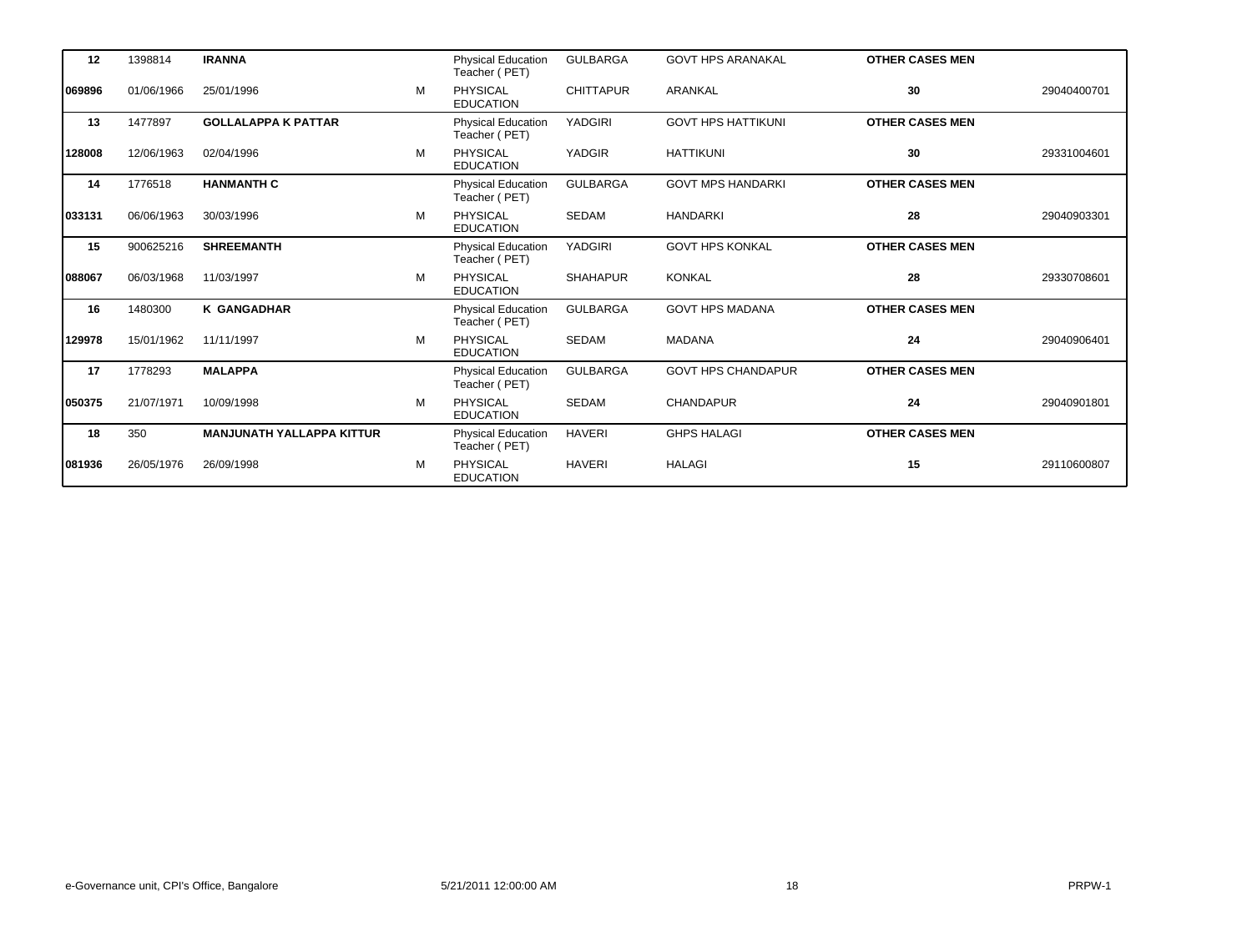| | | | | | | | | |
|---|---|---|---|---|---|---|---|---|
| **12** | 1398814 | **IRANNA** | | Physical Education Teacher ( PET) | GULBARGA | GOVT HPS ARANAKAL | **OTHER CASES MEN** | |
| **069896** | 01/06/1966 | 25/01/1996 | M | PHYSICAL EDUCATION | CHITTAPUR | ARANKAL | **30** | 29040400701 |
| **13** | 1477897 | **GOLLALAPPA K PATTAR** | | Physical Education Teacher ( PET) | YADGIRI | GOVT HPS HATTIKUNI | **OTHER CASES MEN** | |
| **128008** | 12/06/1963 | 02/04/1996 | M | PHYSICAL EDUCATION | YADGIR | HATTIKUNI | **30** | 29331004601 |
| **14** | 1776518 | **HANMANTH C** | | Physical Education Teacher ( PET) | GULBARGA | GOVT MPS HANDARKI | **OTHER CASES MEN** | |
| **033131** | 06/06/1963 | 30/03/1996 | M | PHYSICAL EDUCATION | SEDAM | HANDARKI | **28** | 29040903301 |
| **15** | 900625216 | **SHREEMANTH** | | Physical Education Teacher ( PET) | YADGIRI | GOVT HPS KONKAL | **OTHER CASES MEN** | |
| **088067** | 06/03/1968 | 11/03/1997 | M | PHYSICAL EDUCATION | SHAHAPUR | KONKAL | **28** | 29330708601 |
| **16** | 1480300 | **K GANGADHAR** | | Physical Education Teacher ( PET) | GULBARGA | GOVT HPS MADANA | **OTHER CASES MEN** | |
| **129978** | 15/01/1962 | 11/11/1997 | M | PHYSICAL EDUCATION | SEDAM | MADANA | **24** | 29040906401 |
| **17** | 1778293 | **MALAPPA** | | Physical Education Teacher ( PET) | GULBARGA | GOVT HPS CHANDAPUR | **OTHER CASES MEN** | |
| **050375** | 21/07/1971 | 10/09/1998 | M | PHYSICAL EDUCATION | SEDAM | CHANDAPUR | **24** | 29040901801 |
| **18** | 350 | **MANJUNATH YALLAPPA KITTUR** | | Physical Education Teacher ( PET) | HAVERI | GHPS HALAGI | **OTHER CASES MEN** | |
| **081936** | 26/05/1976 | 26/09/1998 | M | PHYSICAL EDUCATION | HAVERI | HALAGI | **15** | 29110600807 |